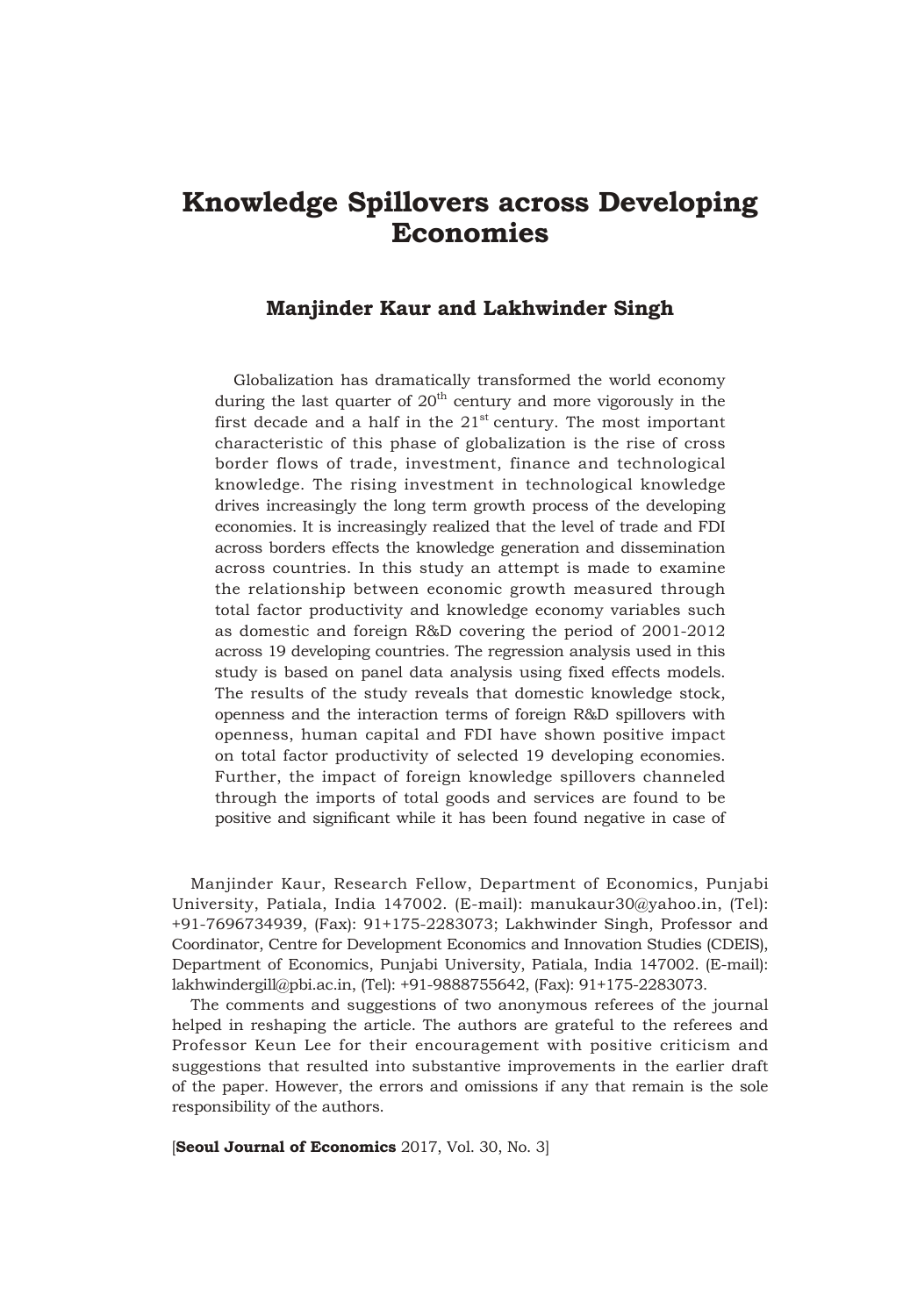# Knowledge Spillovers across Developing Economies

**Manjinder Kaur and Lakhwinder Singh**

Globalization has dramatically transformed the world economy during the last quarter of $20^{th}$ century and more vigorously in the first decade and a half in the $21^{st}$ century. The most important characteristic of this phase of globalization is the rise of cross border flows of trade, investment, finance and technological knowledge. The rising investment in technological knowledge drives increasingly the long term growth process of the developing economies. It is increasingly realized that the level of trade and FDI across borders effects the knowledge generation and dissemination across countries. In this study an attempt is made to examine the relationship between economic growth measured through total factor productivity and knowledge economy variables such as domestic and foreign R&D covering the period of 2001-2012 across 19 developing countries. The regression analysis used in this study is based on panel data analysis using fixed effects models. The results of the study reveals that domestic knowledge stock, openness and the interaction terms of foreign R&D spillovers with openness, human capital and FDI have shown positive impact on total factor productivity of selected 19 developing economies. Further, the impact of foreign knowledge spillovers channeled through the imports of total goods and services are found to be positive and significant while it has been found negative in case of

Manjinder Kaur, Research Fellow, Department of Economics, Punjabi University, Patiala, India 147002. (E-mail): manukaur30@yahoo.in, (Tel): +91-7696734939, (Fax): 91+175-2283073; Lakhwinder Singh, Professor and Coordinator, Centre for Development Economics and Innovation Studies (CDEIS), Department of Economics, Punjabi University, Patiala, India 147002. (E-mail): lakhwindergill@pbi.ac.in, (Tel): +91-9888755642, (Fax): 91+175-2283073.

The comments and suggestions of two anonymous referees of the journal helped in reshaping the article. The authors are grateful to the referees and Professor Keun Lee for their encouragement with positive criticism and suggestions that resulted into substantive improvements in the earlier draft of the paper. However, the errors and omissions if any that remain is the sole responsibility of the authors.

[**Seoul Journal of Economics** 2017, Vol. 30, No. 3]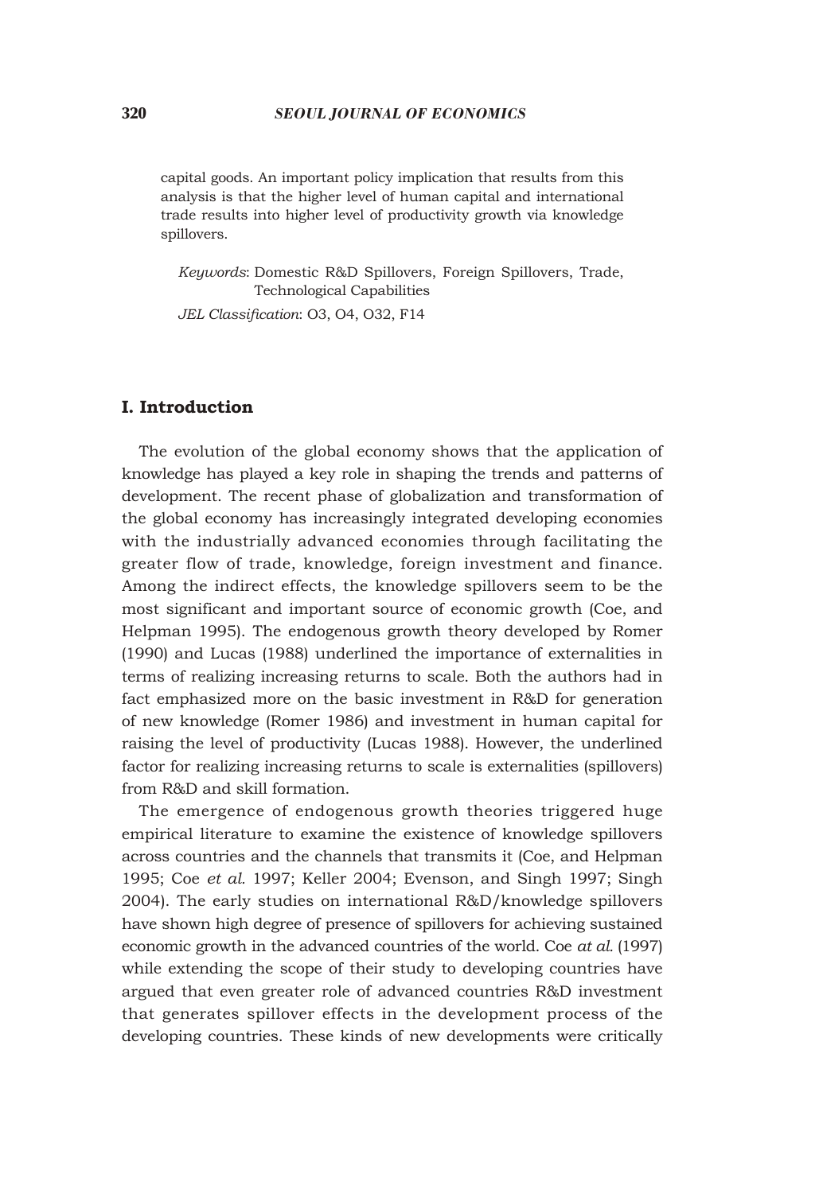capital goods. An important policy implication that results from this analysis is that the higher level of human capital and international trade results into higher level of productivity growth via knowledge spillovers.

*Keywords*: Domestic R&D Spillovers, Foreign Spillovers, Trade, Technological Capabilities

*JEL Classification*: O3, O4, O32, F14

## I. Introduction

The evolution of the global economy shows that the application of knowledge has played a key role in shaping the trends and patterns of development. The recent phase of globalization and transformation of the global economy has increasingly integrated developing economies with the industrially advanced economies through facilitating the greater flow of trade, knowledge, foreign investment and finance. Among the indirect effects, the knowledge spillovers seem to be the most significant and important source of economic growth (Coe, and Helpman 1995). The endogenous growth theory developed by Romer (1990) and Lucas (1988) underlined the importance of externalities in terms of realizing increasing returns to scale. Both the authors had in fact emphasized more on the basic investment in R&D for generation of new knowledge (Romer 1986) and investment in human capital for raising the level of productivity (Lucas 1988). However, the underlined factor for realizing increasing returns to scale is externalities (spillovers) from R&D and skill formation.

The emergence of endogenous growth theories triggered huge empirical literature to examine the existence of knowledge spillovers across countries and the channels that transmits it (Coe, and Helpman 1995; Coe *et al.* 1997; Keller 2004; Evenson, and Singh 1997; Singh 2004). The early studies on international R&D/knowledge spillovers have shown high degree of presence of spillovers for achieving sustained economic growth in the advanced countries of the world. Coe *at al.* (1997) while extending the scope of their study to developing countries have argued that even greater role of advanced countries R&D investment that generates spillover effects in the development process of the developing countries. These kinds of new developments were critically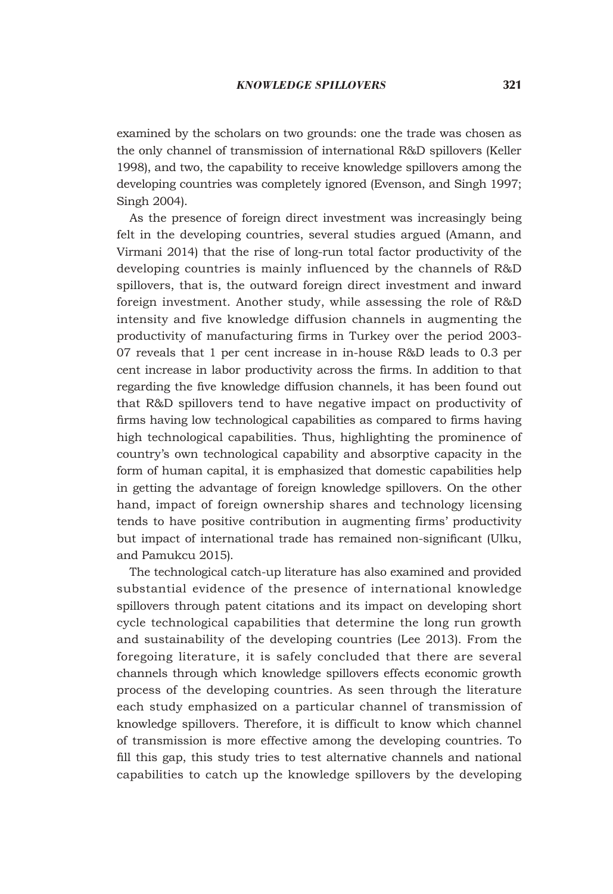examined by the scholars on two grounds: one the trade was chosen as the only channel of transmission of international R&D spillovers (Keller 1998), and two, the capability to receive knowledge spillovers among the developing countries was completely ignored (Evenson, and Singh 1997; Singh 2004).

As the presence of foreign direct investment was increasingly being felt in the developing countries, several studies argued (Amann, and Virmani 2014) that the rise of long-run total factor productivity of the developing countries is mainly influenced by the channels of R&D spillovers, that is, the outward foreign direct investment and inward foreign investment. Another study, while assessing the role of R&D intensity and five knowledge diffusion channels in augmenting the productivity of manufacturing firms in Turkey over the period 2003-07 reveals that 1 per cent increase in in-house R&D leads to 0.3 per cent increase in labor productivity across the firms. In addition to that regarding the five knowledge diffusion channels, it has been found out that R&D spillovers tend to have negative impact on productivity of firms having low technological capabilities as compared to firms having high technological capabilities. Thus, highlighting the prominence of country's own technological capability and absorptive capacity in the form of human capital, it is emphasized that domestic capabilities help in getting the advantage of foreign knowledge spillovers. On the other hand, impact of foreign ownership shares and technology licensing tends to have positive contribution in augmenting firms' productivity but impact of international trade has remained non-significant (Ulku, and Pamukcu 2015).

The technological catch-up literature has also examined and provided substantial evidence of the presence of international knowledge spillovers through patent citations and its impact on developing short cycle technological capabilities that determine the long run growth and sustainability of the developing countries (Lee 2013). From the foregoing literature, it is safely concluded that there are several channels through which knowledge spillovers effects economic growth process of the developing countries. As seen through the literature each study emphasized on a particular channel of transmission of knowledge spillovers. Therefore, it is difficult to know which channel of transmission is more effective among the developing countries. To fill this gap, this study tries to test alternative channels and national capabilities to catch up the knowledge spillovers by the developing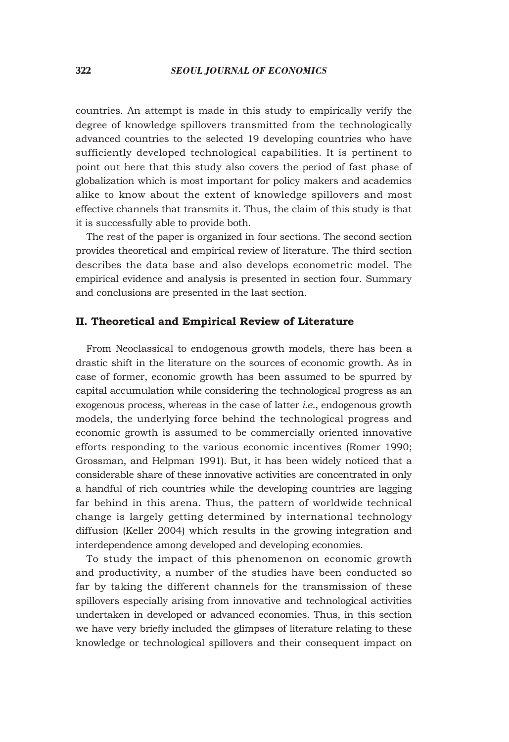countries. An attempt is made in this study to empirically verify the degree of knowledge spillovers transmitted from the technologically advanced countries to the selected 19 developing countries who have sufficiently developed technological capabilities. It is pertinent to point out here that this study also covers the period of fast phase of globalization which is most important for policy makers and academics alike to know about the extent of knowledge spillovers and most effective channels that transmits it. Thus, the claim of this study is that it is successfully able to provide both.

The rest of the paper is organized in four sections. The second section provides theoretical and empirical review of literature. The third section describes the data base and also develops econometric model. The empirical evidence and analysis is presented in section four. Summary and conclusions are presented in the last section.

## II. Theoretical and Empirical Review of Literature

From Neoclassical to endogenous growth models, there has been a drastic shift in the literature on the sources of economic growth. As in case of former, economic growth has been assumed to be spurred by capital accumulation while considering the technological progress as an exogenous process, whereas in the case of latter *i.e.*, endogenous growth models, the underlying force behind the technological progress and economic growth is assumed to be commercially oriented innovative efforts responding to the various economic incentives (Romer 1990; Grossman, and Helpman 1991). But, it has been widely noticed that a considerable share of these innovative activities are concentrated in only a handful of rich countries while the developing countries are lagging far behind in this arena. Thus, the pattern of worldwide technical change is largely getting determined by international technology diffusion (Keller 2004) which results in the growing integration and interdependence among developed and developing economies.

To study the impact of this phenomenon on economic growth and productivity, a number of the studies have been conducted so far by taking the different channels for the transmission of these spillovers especially arising from innovative and technological activities undertaken in developed or advanced economies. Thus, in this section we have very briefly included the glimpses of literature relating to these knowledge or technological spillovers and their consequent impact on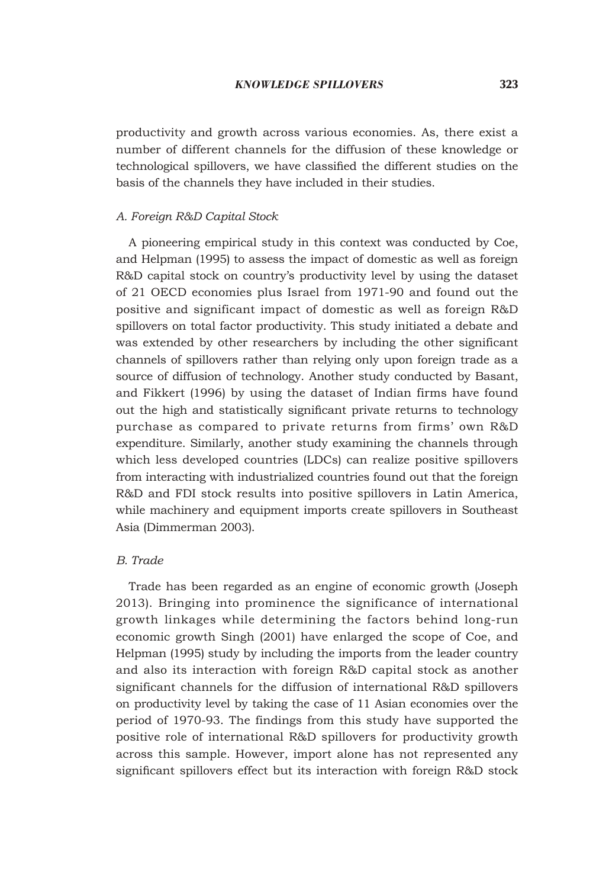productivity and growth across various economies. As, there exist a number of different channels for the diffusion of these knowledge or technological spillovers, we have classified the different studies on the basis of the channels they have included in their studies.

### *A. Foreign R&D Capital Stock*

A pioneering empirical study in this context was conducted by Coe, and Helpman (1995) to assess the impact of domestic as well as foreign R&D capital stock on country's productivity level by using the dataset of 21 OECD economies plus Israel from 1971-90 and found out the positive and significant impact of domestic as well as foreign R&D spillovers on total factor productivity. This study initiated a debate and was extended by other researchers by including the other significant channels of spillovers rather than relying only upon foreign trade as a source of diffusion of technology. Another study conducted by Basant, and Fikkert (1996) by using the dataset of Indian firms have found out the high and statistically significant private returns to technology purchase as compared to private returns from firms' own R&D expenditure. Similarly, another study examining the channels through which less developed countries (LDCs) can realize positive spillovers from interacting with industrialized countries found out that the foreign R&D and FDI stock results into positive spillovers in Latin America, while machinery and equipment imports create spillovers in Southeast Asia (Dimmerman 2003).

### *B. Trade*

Trade has been regarded as an engine of economic growth (Joseph 2013). Bringing into prominence the significance of international growth linkages while determining the factors behind long-run economic growth Singh (2001) have enlarged the scope of Coe, and Helpman (1995) study by including the imports from the leader country and also its interaction with foreign R&D capital stock as another significant channels for the diffusion of international R&D spillovers on productivity level by taking the case of 11 Asian economies over the period of 1970-93. The findings from this study have supported the positive role of international R&D spillovers for productivity growth across this sample. However, import alone has not represented any significant spillovers effect but its interaction with foreign R&D stock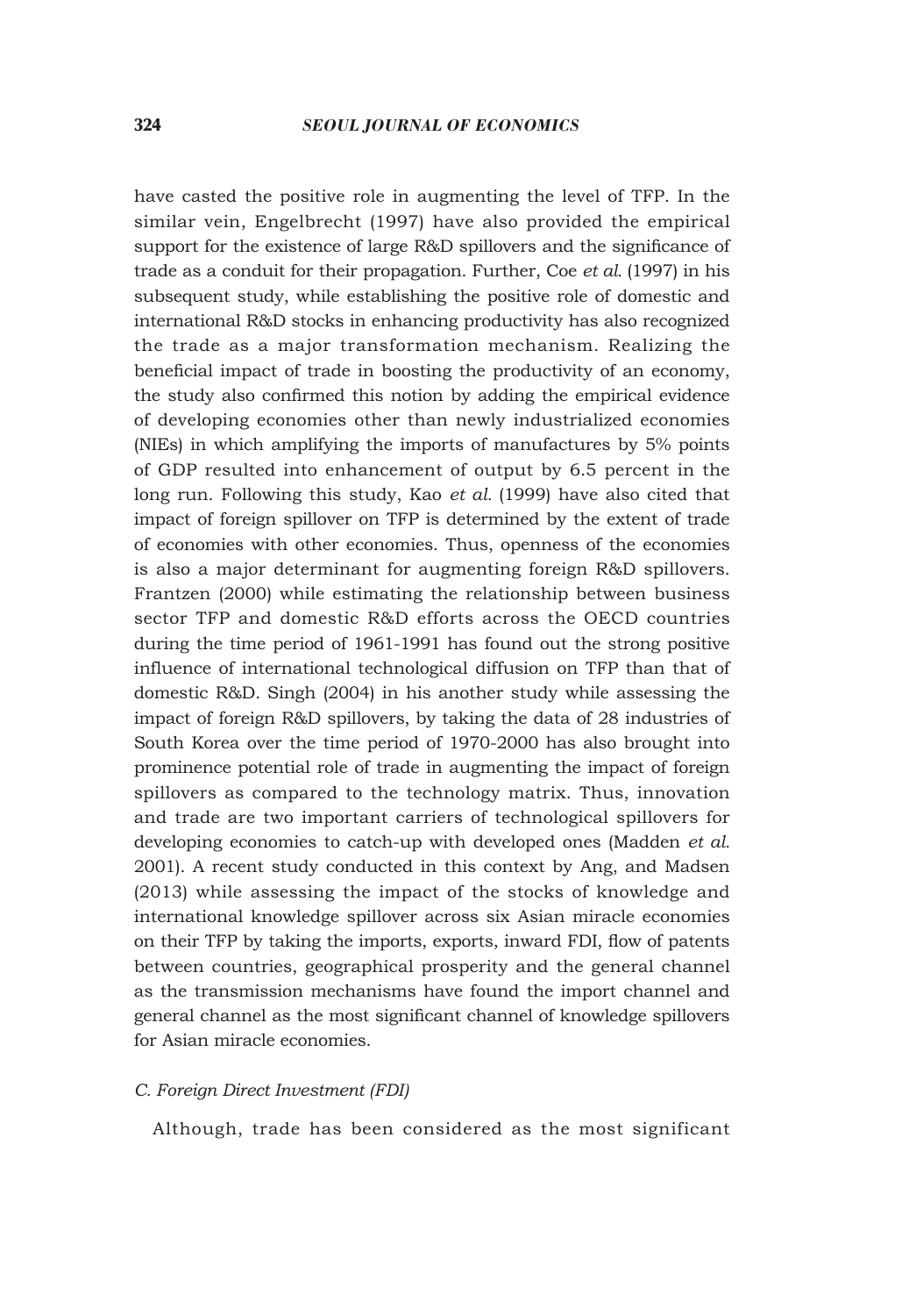have casted the positive role in augmenting the level of TFP. In the similar vein, Engelbrecht (1997) have also provided the empirical support for the existence of large R&D spillovers and the significance of trade as a conduit for their propagation. Further, Coe *et al.* (1997) in his subsequent study, while establishing the positive role of domestic and international R&D stocks in enhancing productivity has also recognized the trade as a major transformation mechanism. Realizing the beneficial impact of trade in boosting the productivity of an economy, the study also confirmed this notion by adding the empirical evidence of developing economies other than newly industrialized economies (NIEs) in which amplifying the imports of manufactures by 5% points of GDP resulted into enhancement of output by 6.5 percent in the long run. Following this study, Kao *et al.* (1999) have also cited that impact of foreign spillover on TFP is determined by the extent of trade of economies with other economies. Thus, openness of the economies is also a major determinant for augmenting foreign R&D spillovers. Frantzen (2000) while estimating the relationship between business sector TFP and domestic R&D efforts across the OECD countries during the time period of 1961-1991 has found out the strong positive influence of international technological diffusion on TFP than that of domestic R&D. Singh (2004) in his another study while assessing the impact of foreign R&D spillovers, by taking the data of 28 industries of South Korea over the time period of 1970-2000 has also brought into prominence potential role of trade in augmenting the impact of foreign spillovers as compared to the technology matrix. Thus, innovation and trade are two important carriers of technological spillovers for developing economies to catch-up with developed ones (Madden *et al.* 2001). A recent study conducted in this context by Ang, and Madsen (2013) while assessing the impact of the stocks of knowledge and international knowledge spillover across six Asian miracle economies on their TFP by taking the imports, exports, inward FDI, flow of patents between countries, geographical prosperity and the general channel as the transmission mechanisms have found the import channel and general channel as the most significant channel of knowledge spillovers for Asian miracle economies.

### *C. Foreign Direct Investment (FDI)*

Although, trade has been considered as the most significant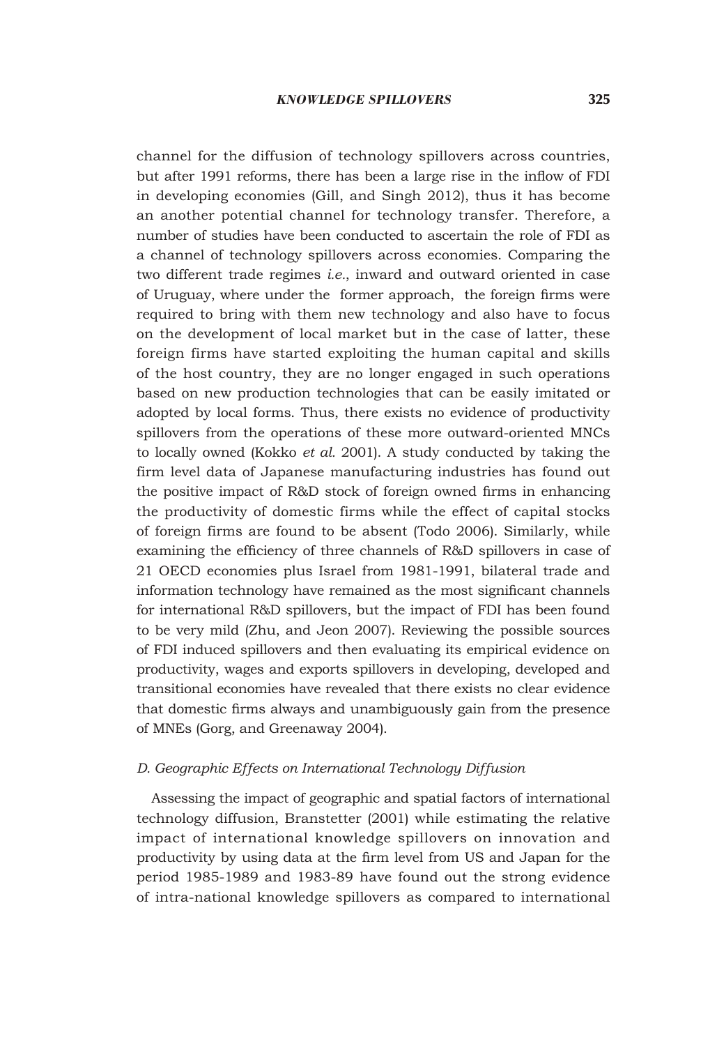channel for the diffusion of technology spillovers across countries, but after 1991 reforms, there has been a large rise in the inflow of FDI in developing economies (Gill, and Singh 2012), thus it has become an another potential channel for technology transfer. Therefore, a number of studies have been conducted to ascertain the role of FDI as a channel of technology spillovers across economies. Comparing the two different trade regimes *i.e*., inward and outward oriented in case of Uruguay, where under the former approach, the foreign firms were required to bring with them new technology and also have to focus on the development of local market but in the case of latter, these foreign firms have started exploiting the human capital and skills of the host country, they are no longer engaged in such operations based on new production technologies that can be easily imitated or adopted by local forms. Thus, there exists no evidence of productivity spillovers from the operations of these more outward-oriented MNCs to locally owned (Kokko *et al.* 2001). A study conducted by taking the firm level data of Japanese manufacturing industries has found out the positive impact of R&D stock of foreign owned firms in enhancing the productivity of domestic firms while the effect of capital stocks of foreign firms are found to be absent (Todo 2006). Similarly, while examining the efficiency of three channels of R&D spillovers in case of 21 OECD economies plus Israel from 1981-1991, bilateral trade and information technology have remained as the most significant channels for international R&D spillovers, but the impact of FDI has been found to be very mild (Zhu, and Jeon 2007). Reviewing the possible sources of FDI induced spillovers and then evaluating its empirical evidence on productivity, wages and exports spillovers in developing, developed and transitional economies have revealed that there exists no clear evidence that domestic firms always and unambiguously gain from the presence of MNEs (Gorg, and Greenaway 2004).

### *D. Geographic Effects on International Technology Diffusion*

Assessing the impact of geographic and spatial factors of international technology diffusion, Branstetter (2001) while estimating the relative impact of international knowledge spillovers on innovation and productivity by using data at the firm level from US and Japan for the period 1985-1989 and 1983-89 have found out the strong evidence of intra-national knowledge spillovers as compared to international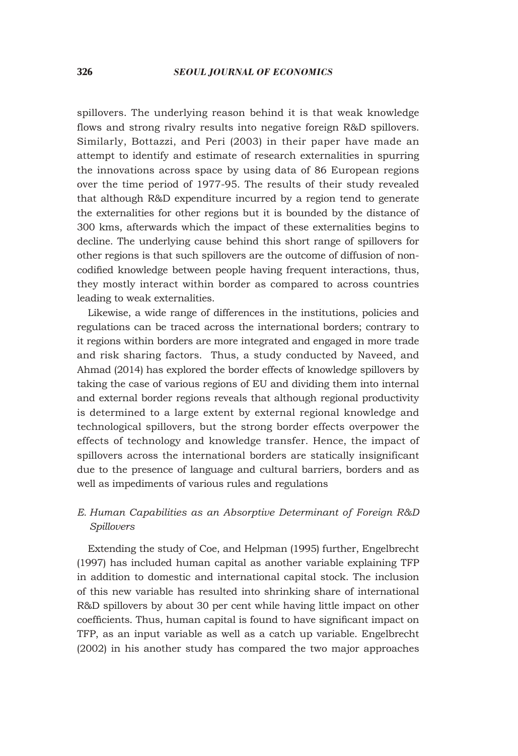spillovers. The underlying reason behind it is that weak knowledge flows and strong rivalry results into negative foreign R&D spillovers. Similarly, Bottazzi, and Peri (2003) in their paper have made an attempt to identify and estimate of research externalities in spurring the innovations across space by using data of 86 European regions over the time period of 1977-95. The results of their study revealed that although R&D expenditure incurred by a region tend to generate the externalities for other regions but it is bounded by the distance of 300 kms, afterwards which the impact of these externalities begins to decline. The underlying cause behind this short range of spillovers for other regions is that such spillovers are the outcome of diffusion of non-codified knowledge between people having frequent interactions, thus, they mostly interact within border as compared to across countries leading to weak externalities.

Likewise, a wide range of differences in the institutions, policies and regulations can be traced across the international borders; contrary to it regions within borders are more integrated and engaged in more trade and risk sharing factors. Thus, a study conducted by Naveed, and Ahmad (2014) has explored the border effects of knowledge spillovers by taking the case of various regions of EU and dividing them into internal and external border regions reveals that although regional productivity is determined to a large extent by external regional knowledge and technological spillovers, but the strong border effects overpower the effects of technology and knowledge transfer. Hence, the impact of spillovers across the international borders are statically insignificant due to the presence of language and cultural barriers, borders and as well as impediments of various rules and regulations

### *E. Human Capabilities as an Absorptive Determinant of Foreign R&D Spillovers*

Extending the study of Coe, and Helpman (1995) further, Engelbrecht (1997) has included human capital as another variable explaining TFP in addition to domestic and international capital stock. The inclusion of this new variable has resulted into shrinking share of international R&D spillovers by about 30 per cent while having little impact on other coefficients. Thus, human capital is found to have significant impact on TFP, as an input variable as well as a catch up variable. Engelbrecht (2002) in his another study has compared the two major approaches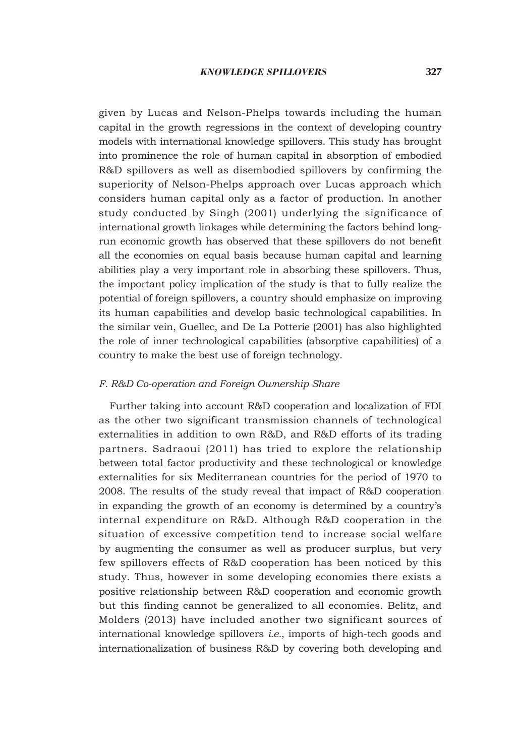given by Lucas and Nelson-Phelps towards including the human capital in the growth regressions in the context of developing country models with international knowledge spillovers. This study has brought into prominence the role of human capital in absorption of embodied R&D spillovers as well as disembodied spillovers by confirming the superiority of Nelson-Phelps approach over Lucas approach which considers human capital only as a factor of production. In another study conducted by Singh (2001) underlying the significance of international growth linkages while determining the factors behind long-run economic growth has observed that these spillovers do not benefit all the economies on equal basis because human capital and learning abilities play a very important role in absorbing these spillovers. Thus, the important policy implication of the study is that to fully realize the potential of foreign spillovers, a country should emphasize on improving its human capabilities and develop basic technological capabilities. In the similar vein, Guellec, and De La Potterie (2001) has also highlighted the role of inner technological capabilities (absorptive capabilities) of a country to make the best use of foreign technology.

### *F. R&D Co-operation and Foreign Ownership Share*

Further taking into account R&D cooperation and localization of FDI as the other two significant transmission channels of technological externalities in addition to own R&D, and R&D efforts of its trading partners. Sadraoui (2011) has tried to explore the relationship between total factor productivity and these technological or knowledge externalities for six Mediterranean countries for the period of 1970 to 2008. The results of the study reveal that impact of R&D cooperation in expanding the growth of an economy is determined by a country's internal expenditure on R&D. Although R&D cooperation in the situation of excessive competition tend to increase social welfare by augmenting the consumer as well as producer surplus, but very few spillovers effects of R&D cooperation has been noticed by this study. Thus, however in some developing economies there exists a positive relationship between R&D cooperation and economic growth but this finding cannot be generalized to all economies. Belitz, and Molders (2013) have included another two significant sources of international knowledge spillovers *i.e.*, imports of high-tech goods and internationalization of business R&D by covering both developing and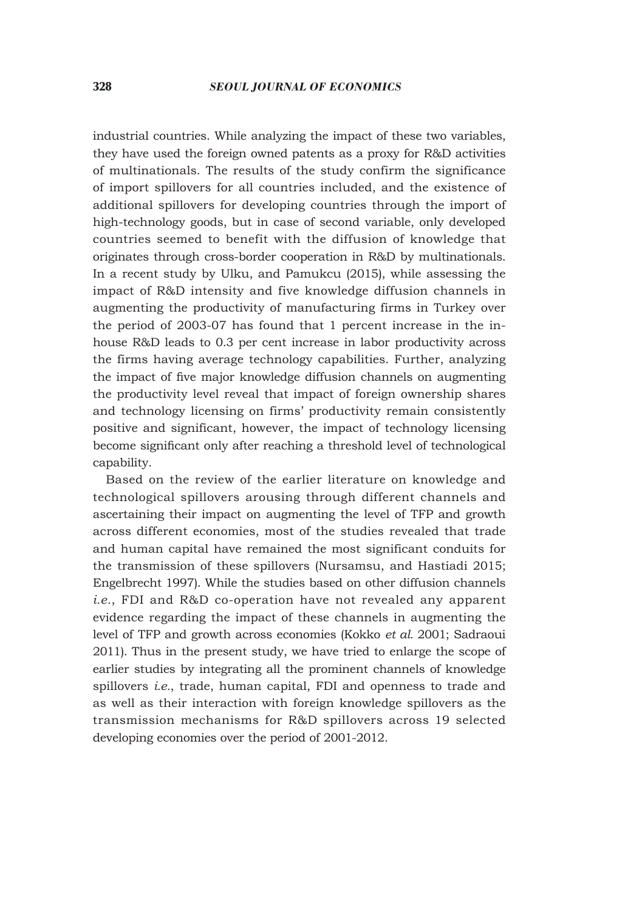industrial countries. While analyzing the impact of these two variables, they have used the foreign owned patents as a proxy for R&D activities of multinationals. The results of the study confirm the significance of import spillovers for all countries included, and the existence of additional spillovers for developing countries through the import of high-technology goods, but in case of second variable, only developed countries seemed to benefit with the diffusion of knowledge that originates through cross-border cooperation in R&D by multinationals. In a recent study by Ulku, and Pamukcu (2015), while assessing the impact of R&D intensity and five knowledge diffusion channels in augmenting the productivity of manufacturing firms in Turkey over the period of 2003-07 has found that 1 percent increase in the in-house R&D leads to 0.3 per cent increase in labor productivity across the firms having average technology capabilities. Further, analyzing the impact of five major knowledge diffusion channels on augmenting the productivity level reveal that impact of foreign ownership shares and technology licensing on firms' productivity remain consistently positive and significant, however, the impact of technology licensing become significant only after reaching a threshold level of technological capability.

Based on the review of the earlier literature on knowledge and technological spillovers arousing through different channels and ascertaining their impact on augmenting the level of TFP and growth across different economies, most of the studies revealed that trade and human capital have remained the most significant conduits for the transmission of these spillovers (Nursamsu, and Hastiadi 2015; Engelbrecht 1997). While the studies based on other diffusion channels *i.e.*, FDI and R&D co-operation have not revealed any apparent evidence regarding the impact of these channels in augmenting the level of TFP and growth across economies (Kokko *et al.* 2001; Sadraoui 2011). Thus in the present study, we have tried to enlarge the scope of earlier studies by integrating all the prominent channels of knowledge spillovers *i.e.*, trade, human capital, FDI and openness to trade and as well as their interaction with foreign knowledge spillovers as the transmission mechanisms for R&D spillovers across 19 selected developing economies over the period of 2001-2012.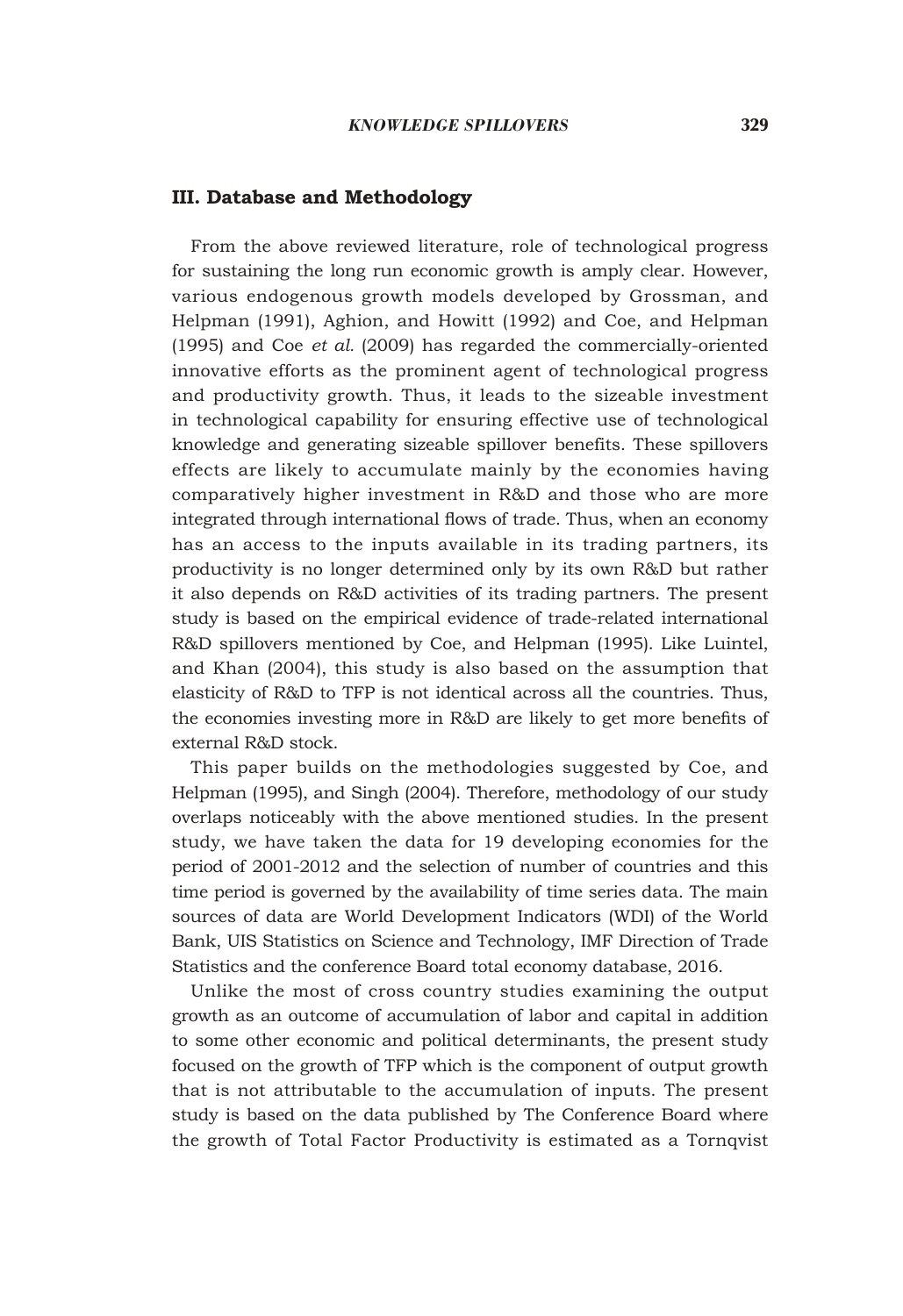## III. Database and Methodology

From the above reviewed literature, role of technological progress for sustaining the long run economic growth is amply clear. However, various endogenous growth models developed by Grossman, and Helpman (1991), Aghion, and Howitt (1992) and Coe, and Helpman (1995) and Coe *et al.* (2009) has regarded the commercially-oriented innovative efforts as the prominent agent of technological progress and productivity growth. Thus, it leads to the sizeable investment in technological capability for ensuring effective use of technological knowledge and generating sizeable spillover benefits. These spillovers effects are likely to accumulate mainly by the economies having comparatively higher investment in R&D and those who are more integrated through international flows of trade. Thus, when an economy has an access to the inputs available in its trading partners, its productivity is no longer determined only by its own R&D but rather it also depends on R&D activities of its trading partners. The present study is based on the empirical evidence of trade-related international R&D spillovers mentioned by Coe, and Helpman (1995). Like Luintel, and Khan (2004), this study is also based on the assumption that elasticity of R&D to TFP is not identical across all the countries. Thus, the economies investing more in R&D are likely to get more benefits of external R&D stock.

This paper builds on the methodologies suggested by Coe, and Helpman (1995), and Singh (2004). Therefore, methodology of our study overlaps noticeably with the above mentioned studies. In the present study, we have taken the data for 19 developing economies for the period of 2001-2012 and the selection of number of countries and this time period is governed by the availability of time series data. The main sources of data are World Development Indicators (WDI) of the World Bank, UIS Statistics on Science and Technology, IMF Direction of Trade Statistics and the conference Board total economy database, 2016.

Unlike the most of cross country studies examining the output growth as an outcome of accumulation of labor and capital in addition to some other economic and political determinants, the present study focused on the growth of TFP which is the component of output growth that is not attributable to the accumulation of inputs. The present study is based on the data published by The Conference Board where the growth of Total Factor Productivity is estimated as a Tornqvist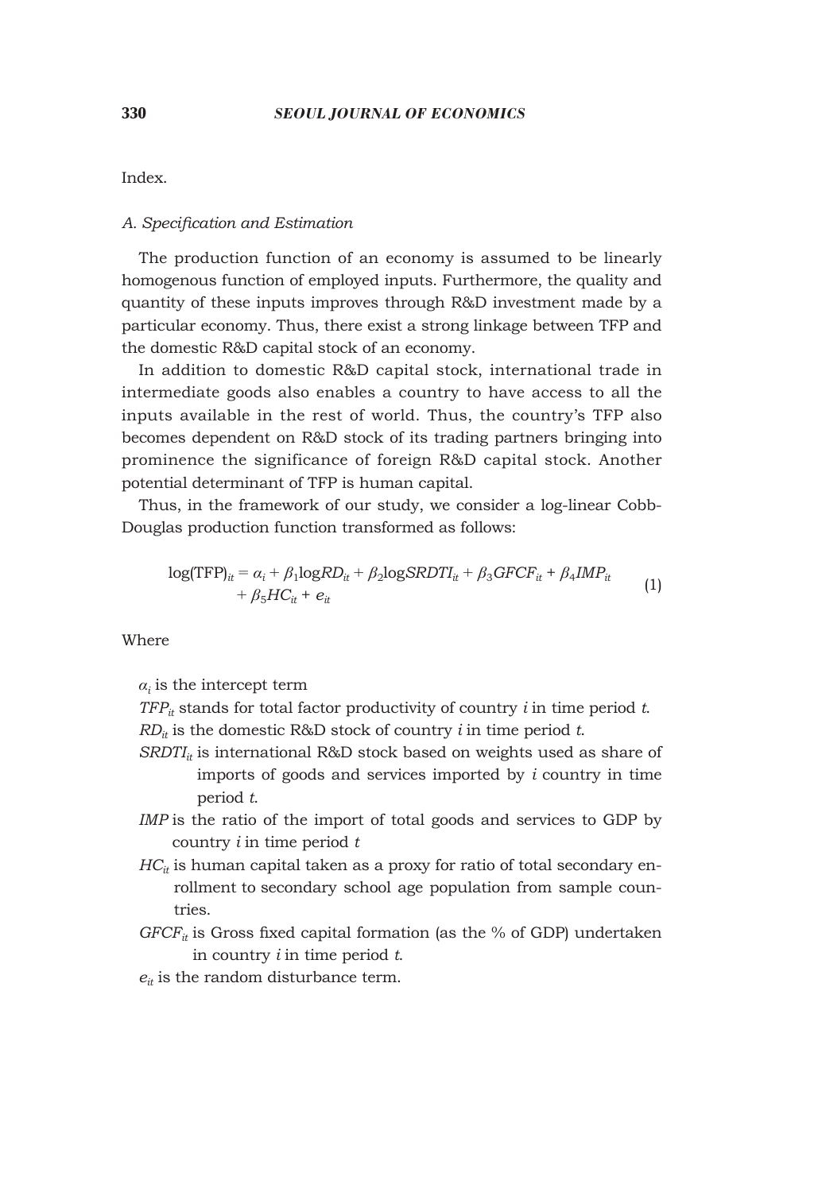Index.

### A. Specification and Estimation

The production function of an economy is assumed to be linearly homogenous function of employed inputs. Furthermore, the quality and quantity of these inputs improves through R&D investment made by a particular economy. Thus, there exist a strong linkage between TFP and the domestic R&D capital stock of an economy.

In addition to domestic R&D capital stock, international trade in intermediate goods also enables a country to have access to all the inputs available in the rest of world. Thus, the country's TFP also becomes dependent on R&D stock of its trading partners bringing into prominence the significance of foreign R&D capital stock. Another potential determinant of TFP is human capital.

Thus, in the framework of our study, we consider a log-linear Cobb-Douglas production function transformed as follows:

$$\log(\text{TFP})_{it} = \alpha_i + \beta_1 \log RD_{it} + \beta_2 \log SRDTI_{it} + \beta_3 GFCF_{it} + \beta_4 IMP_{it} + \beta_5 HC_{it} + e_{it} \quad (1)$$

Where

$\alpha_i$ is the intercept term

$TFP_{it}$ stands for total factor productivity of country $i$ in time period $t$.

$RD_{it}$ is the domestic R&D stock of country $i$ in time period $t$.

$SRDTI_{it}$ is international R&D stock based on weights used as share of imports of goods and services imported by $i$ country in time period $t$.

$IMP$ is the ratio of the import of total goods and services to GDP by country $i$ in time period $t$

$HC_{it}$ is human capital taken as a proxy for ratio of total secondary enrollment to secondary school age population from sample countries.

$GFCF_{it}$ is Gross fixed capital formation (as the % of GDP) undertaken in country $i$ in time period $t$.

$e_{it}$ is the random disturbance term.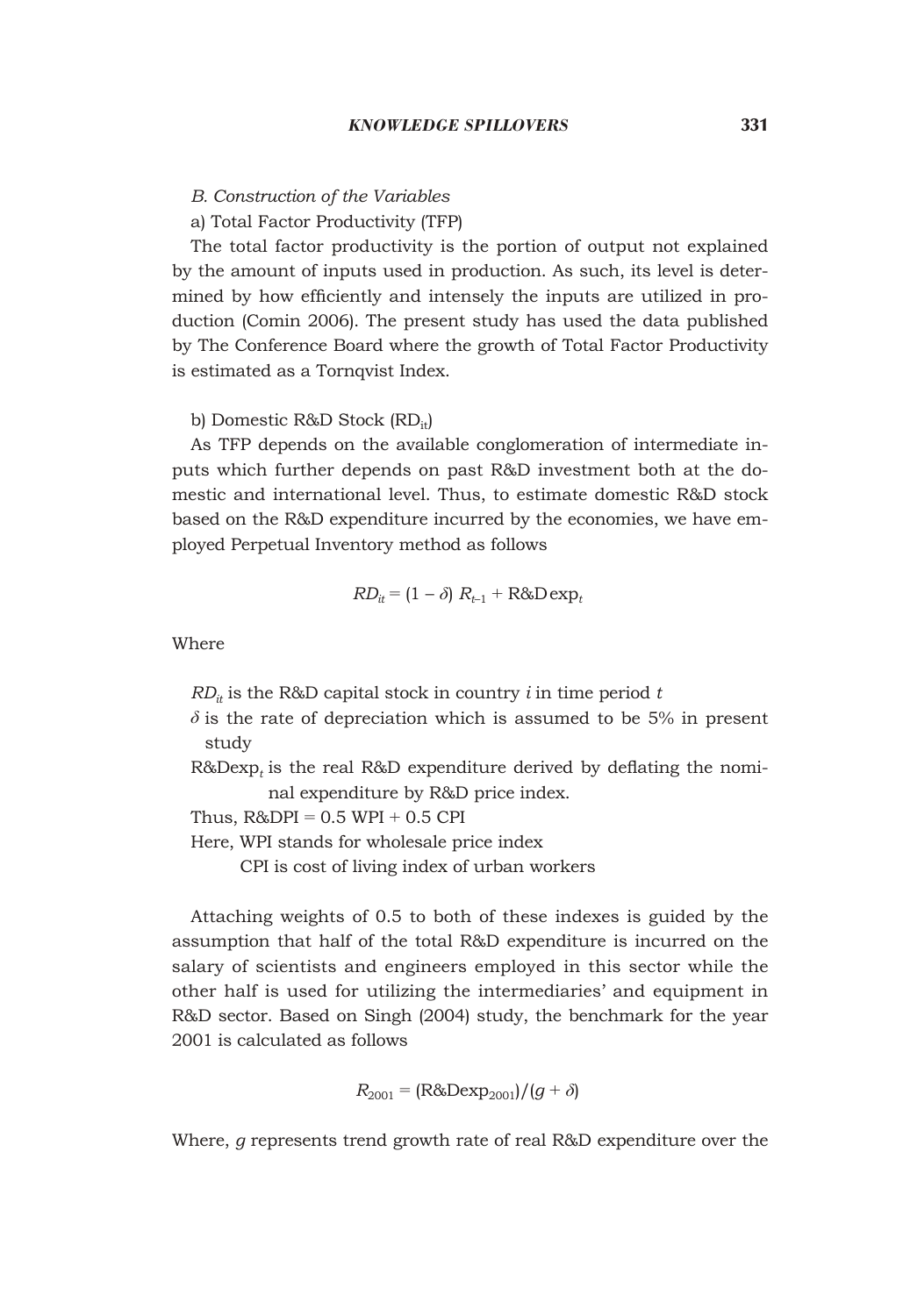*B. Construction of the Variables*

a) Total Factor Productivity (TFP)

The total factor productivity is the portion of output not explained by the amount of inputs used in production. As such, its level is determined by how efficiently and intensely the inputs are utilized in production (Comin 2006). The present study has used the data published by The Conference Board where the growth of Total Factor Productivity is estimated as a Tornqvist Index.

b) Domestic R&D Stock ($RD_{it}$)

As TFP depends on the available conglomeration of intermediate inputs which further depends on past R&D investment both at the domestic and international level. Thus, to estimate domestic R&D stock based on the R&D expenditure incurred by the economies, we have employed Perpetual Inventory method as follows

$$RD_{it} = (1 - \delta)\, R_{t-1} + \text{R\&D}\exp_t$$

Where

$RD_{it}$ is the R&D capital stock in country $i$ in time period $t$

$\delta$ is the rate of depreciation which is assumed to be 5% in present study

$\text{R\&Dexp}_t$ is the real R&D expenditure derived by deflating the nominal expenditure by R&D price index.

Thus, R&DPI = 0.5 WPI + 0.5 CPI

Here, WPI stands for wholesale price index

CPI is cost of living index of urban workers

Attaching weights of 0.5 to both of these indexes is guided by the assumption that half of the total R&D expenditure is incurred on the salary of scientists and engineers employed in this sector while the other half is used for utilizing the intermediaries' and equipment in R&D sector. Based on Singh (2004) study, the benchmark for the year 2001 is calculated as follows

$$R_{2001} = (\text{R\&Dexp}_{2001})/(g + \delta)$$

Where, $g$ represents trend growth rate of real R&D expenditure over the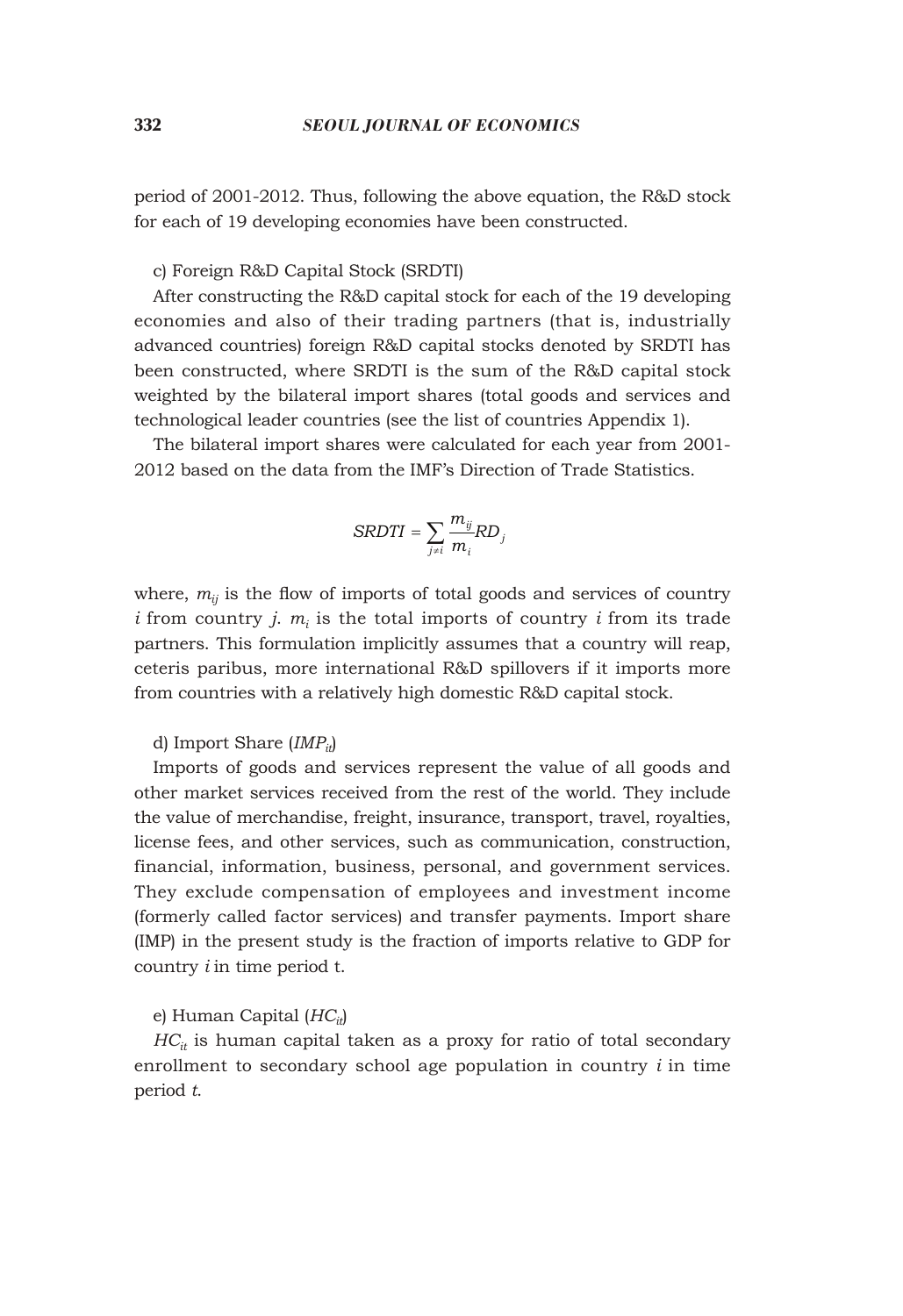period of 2001-2012. Thus, following the above equation, the R&D stock for each of 19 developing economies have been constructed.

c) Foreign R&D Capital Stock (SRDTI)

After constructing the R&D capital stock for each of the 19 developing economies and also of their trading partners (that is, industrially advanced countries) foreign R&D capital stocks denoted by SRDTI has been constructed, where SRDTI is the sum of the R&D capital stock weighted by the bilateral import shares (total goods and services and technological leader countries (see the list of countries Appendix 1).

The bilateral import shares were calculated for each year from 2001-2012 based on the data from the IMF's Direction of Trade Statistics.

$$SRDTI = \sum_{j \neq i} \frac{m_{ij}}{m_i} RD_j$$

where, $m_{ij}$ is the flow of imports of total goods and services of country $i$ from country $j$. $m_i$ is the total imports of country $i$ from its trade partners. This formulation implicitly assumes that a country will reap, ceteris paribus, more international R&D spillovers if it imports more from countries with a relatively high domestic R&D capital stock.

d) Import Share ($IMP_{it}$)

Imports of goods and services represent the value of all goods and other market services received from the rest of the world. They include the value of merchandise, freight, insurance, transport, travel, royalties, license fees, and other services, such as communication, construction, financial, information, business, personal, and government services. They exclude compensation of employees and investment income (formerly called factor services) and transfer payments. Import share (IMP) in the present study is the fraction of imports relative to GDP for country *i* in time period t.

e) Human Capital ($HC_{it}$)

$HC_{it}$ is human capital taken as a proxy for ratio of total secondary enrollment to secondary school age population in country $i$ in time period $t$.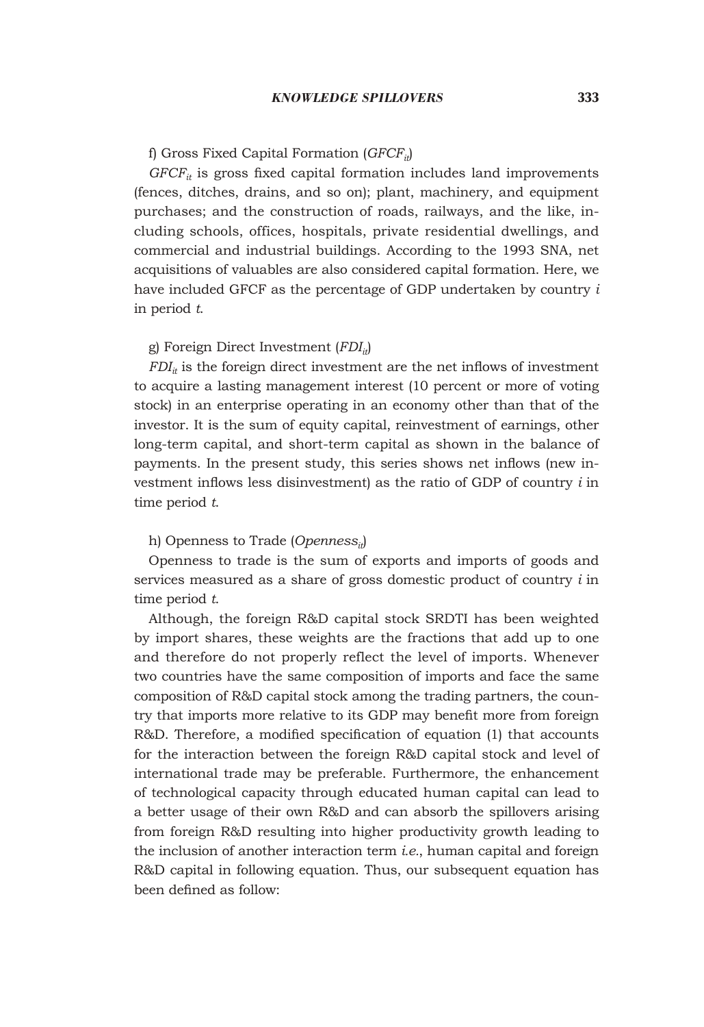f) Gross Fixed Capital Formation ($GFCF_{it}$)

$GFCF_{it}$ is gross fixed capital formation includes land improvements (fences, ditches, drains, and so on); plant, machinery, and equipment purchases; and the construction of roads, railways, and the like, including schools, offices, hospitals, private residential dwellings, and commercial and industrial buildings. According to the 1993 SNA, net acquisitions of valuables are also considered capital formation. Here, we have included GFCF as the percentage of GDP undertaken by country *i* in period *t*.

g) Foreign Direct Investment ($FDI_{it}$)

$FDI_{it}$ is the foreign direct investment are the net inflows of investment to acquire a lasting management interest (10 percent or more of voting stock) in an enterprise operating in an economy other than that of the investor. It is the sum of equity capital, reinvestment of earnings, other long-term capital, and short-term capital as shown in the balance of payments. In the present study, this series shows net inflows (new investment inflows less disinvestment) as the ratio of GDP of country *i* in time period *t*.

h) Openness to Trade ($Openness_{it}$)

Openness to trade is the sum of exports and imports of goods and services measured as a share of gross domestic product of country *i* in time period *t*.

Although, the foreign R&D capital stock SRDTI has been weighted by import shares, these weights are the fractions that add up to one and therefore do not properly reflect the level of imports. Whenever two countries have the same composition of imports and face the same composition of R&D capital stock among the trading partners, the country that imports more relative to its GDP may benefit more from foreign R&D. Therefore, a modified specification of equation (1) that accounts for the interaction between the foreign R&D capital stock and level of international trade may be preferable. Furthermore, the enhancement of technological capacity through educated human capital can lead to a better usage of their own R&D and can absorb the spillovers arising from foreign R&D resulting into higher productivity growth leading to the inclusion of another interaction term *i.e.*, human capital and foreign R&D capital in following equation. Thus, our subsequent equation has been defined as follow: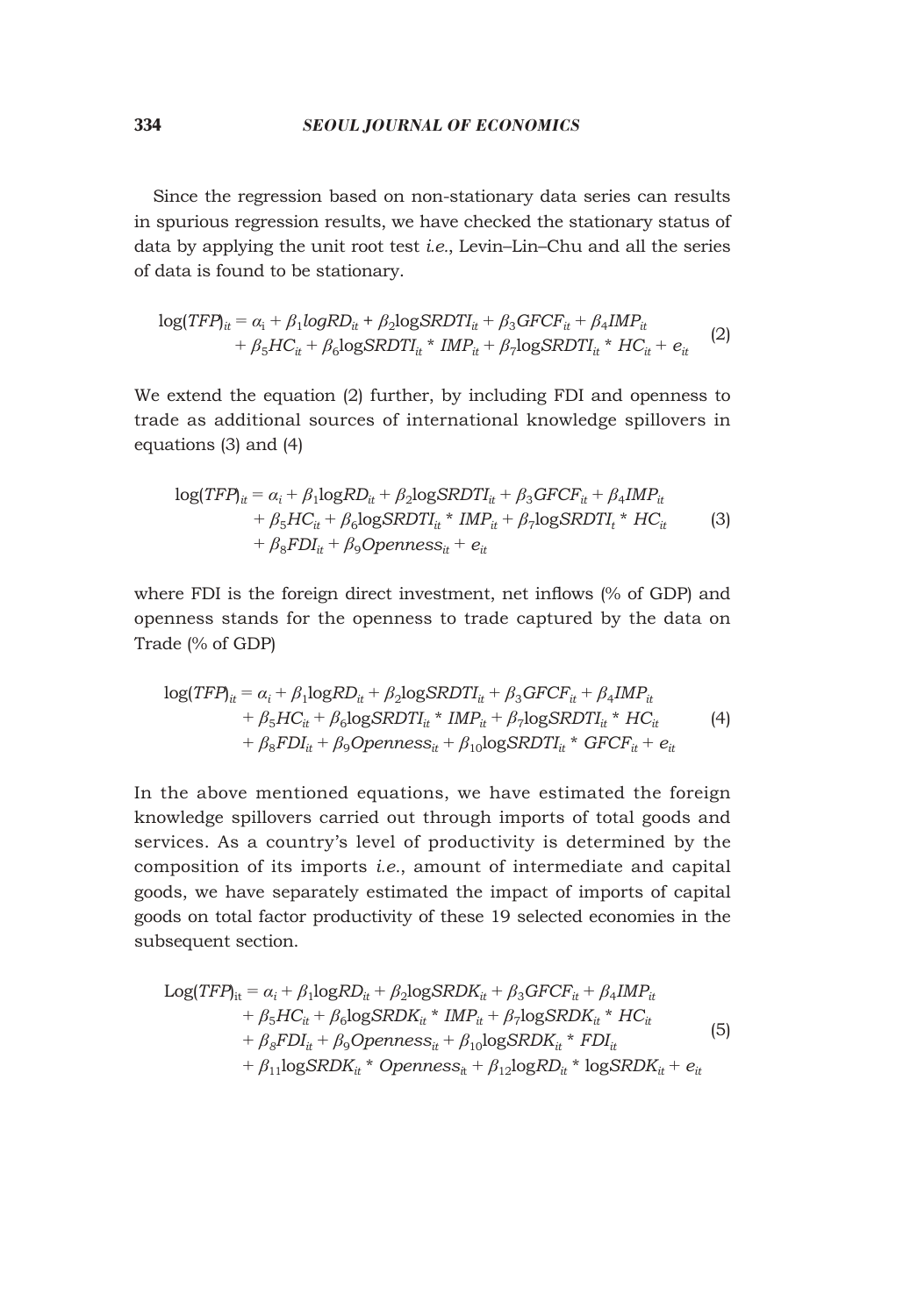Since the regression based on non-stationary data series can results in spurious regression results, we have checked the stationary status of data by applying the unit root test *i.e.*, Levin–Lin–Chu and all the series of data is found to be stationary.

$$\log(TFP)_{it} = \alpha_i + \beta_1 logRD_{it} + \beta_2 \log SRDTI_{it} + \beta_3 GFCF_{it} + \beta_4 IMP_{it} + \beta_5 HC_{it} + \beta_6 \log SRDTI_{it} * IMP_{it} + \beta_7 \log SRDTI_{it} * HC_{it} + e_{it} \quad (2)$$

We extend the equation (2) further, by including FDI and openness to trade as additional sources of international knowledge spillovers in equations (3) and (4)

$$\log(TFP)_{it} = \alpha_i + \beta_1 \log RD_{it} + \beta_2 \log SRDTI_{it} + \beta_3 GFCF_{it} + \beta_4 IMP_{it} + \beta_5 HC_{it} + \beta_6 \log SRDTI_{it} * IMP_{it} + \beta_7 \log SRDTI_t * HC_{it} + \beta_8 FDI_{it} + \beta_9 Openness_{it} + e_{it} \quad (3)$$

where FDI is the foreign direct investment, net inflows (% of GDP) and openness stands for the openness to trade captured by the data on Trade (% of GDP)

$$\log(TFP)_{it} = \alpha_i + \beta_1 \log RD_{it} + \beta_2 \log SRDTI_{it} + \beta_3 GFCF_{it} + \beta_4 IMP_{it} + \beta_5 HC_{it} + \beta_6 \log SRDTI_{it} * IMP_{it} + \beta_7 \log SRDTI_{it} * HC_{it} + \beta_8 FDI_{it} + \beta_9 Openness_{it} + \beta_{10} \log SRDTI_{it} * GFCF_{it} + e_{it} \quad (4)$$

In the above mentioned equations, we have estimated the foreign knowledge spillovers carried out through imports of total goods and services. As a country's level of productivity is determined by the composition of its imports *i.e.*, amount of intermediate and capital goods, we have separately estimated the impact of imports of capital goods on total factor productivity of these 19 selected economies in the subsequent section.

$$\mathrm{Log}(TFP)_{it} = \alpha_i + \beta_1 \log RD_{it} + \beta_2 \log SRDK_{it} + \beta_3 GFCF_{it} + \beta_4 IMP_{it} + \beta_5 HC_{it} + \beta_6 \log SRDK_{it} * IMP_{it} + \beta_7 \log SRDK_{it} * HC_{it} + \beta_8 FDI_{it} + \beta_9 Openness_{it} + \beta_{10} \log SRDK_{it} * FDI_{it} + \beta_{11} \log SRDK_{it} * Openness_{it} + \beta_{12} \log RD_{it} * \log SRDK_{it} + e_{it} \quad (5)$$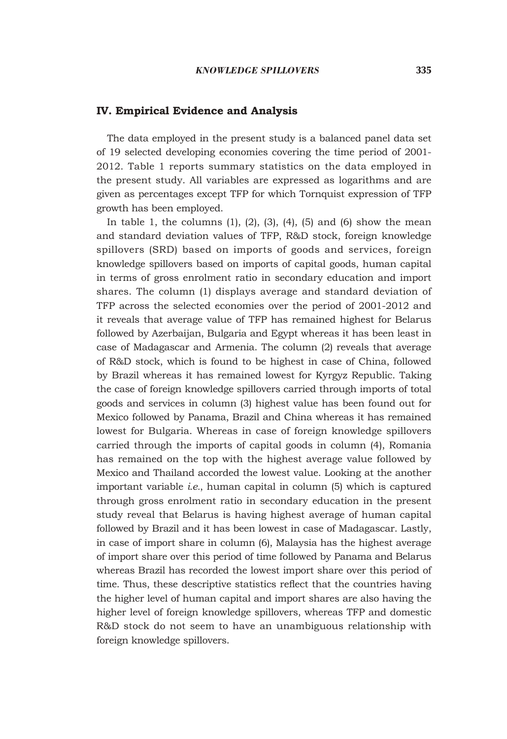## IV. Empirical Evidence and Analysis

The data employed in the present study is a balanced panel data set of 19 selected developing economies covering the time period of 2001-2012. Table 1 reports summary statistics on the data employed in the present study. All variables are expressed as logarithms and are given as percentages except TFP for which Tornquist expression of TFP growth has been employed.

In table 1, the columns (1), (2), (3), (4), (5) and (6) show the mean and standard deviation values of TFP, R&D stock, foreign knowledge spillovers (SRD) based on imports of goods and services, foreign knowledge spillovers based on imports of capital goods, human capital in terms of gross enrolment ratio in secondary education and import shares. The column (1) displays average and standard deviation of TFP across the selected economies over the period of 2001-2012 and it reveals that average value of TFP has remained highest for Belarus followed by Azerbaijan, Bulgaria and Egypt whereas it has been least in case of Madagascar and Armenia. The column (2) reveals that average of R&D stock, which is found to be highest in case of China, followed by Brazil whereas it has remained lowest for Kyrgyz Republic. Taking the case of foreign knowledge spillovers carried through imports of total goods and services in column (3) highest value has been found out for Mexico followed by Panama, Brazil and China whereas it has remained lowest for Bulgaria. Whereas in case of foreign knowledge spillovers carried through the imports of capital goods in column (4), Romania has remained on the top with the highest average value followed by Mexico and Thailand accorded the lowest value. Looking at the another important variable *i.e.*, human capital in column (5) which is captured through gross enrolment ratio in secondary education in the present study reveal that Belarus is having highest average of human capital followed by Brazil and it has been lowest in case of Madagascar. Lastly, in case of import share in column (6), Malaysia has the highest average of import share over this period of time followed by Panama and Belarus whereas Brazil has recorded the lowest import share over this period of time. Thus, these descriptive statistics reflect that the countries having the higher level of human capital and import shares are also having the higher level of foreign knowledge spillovers, whereas TFP and domestic R&D stock do not seem to have an unambiguous relationship with foreign knowledge spillovers.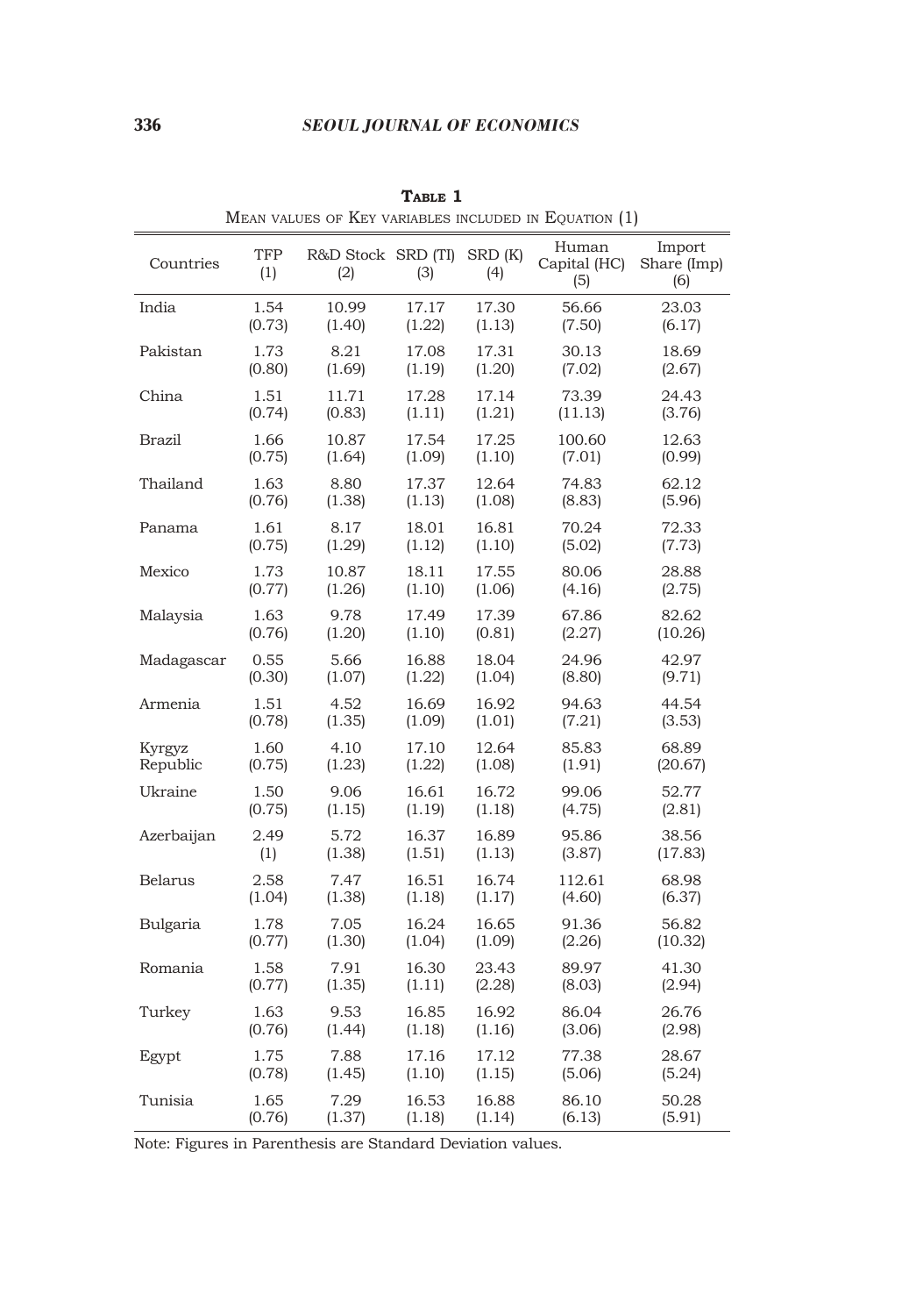**Table 1**

Mean values of Key variables included in Equation (1)

| Countries | TFP (1) | R&D Stock (2) | SRD (TI) (3) | SRD (K) (4) | Human Capital (HC) (5) | Import Share (Imp) (6) |
|---|---|---|---|---|---|---|
| India | 1.54 | 10.99 | 17.17 | 17.30 | 56.66 | 23.03 |
| | (0.73) | (1.40) | (1.22) | (1.13) | (7.50) | (6.17) |
| Pakistan | 1.73 | 8.21 | 17.08 | 17.31 | 30.13 | 18.69 |
| | (0.80) | (1.69) | (1.19) | (1.20) | (7.02) | (2.67) |
| China | 1.51 | 11.71 | 17.28 | 17.14 | 73.39 | 24.43 |
| | (0.74) | (0.83) | (1.11) | (1.21) | (11.13) | (3.76) |
| Brazil | 1.66 | 10.87 | 17.54 | 17.25 | 100.60 | 12.63 |
| | (0.75) | (1.64) | (1.09) | (1.10) | (7.01) | (0.99) |
| Thailand | 1.63 | 8.80 | 17.37 | 12.64 | 74.83 | 62.12 |
| | (0.76) | (1.38) | (1.13) | (1.08) | (8.83) | (5.96) |
| Panama | 1.61 | 8.17 | 18.01 | 16.81 | 70.24 | 72.33 |
| | (0.75) | (1.29) | (1.12) | (1.10) | (5.02) | (7.73) |
| Mexico | 1.73 | 10.87 | 18.11 | 17.55 | 80.06 | 28.88 |
| | (0.77) | (1.26) | (1.10) | (1.06) | (4.16) | (2.75) |
| Malaysia | 1.63 | 9.78 | 17.49 | 17.39 | 67.86 | 82.62 |
| | (0.76) | (1.20) | (1.10) | (0.81) | (2.27) | (10.26) |
| Madagascar | 0.55 | 5.66 | 16.88 | 18.04 | 24.96 | 42.97 |
| | (0.30) | (1.07) | (1.22) | (1.04) | (8.80) | (9.71) |
| Armenia | 1.51 | 4.52 | 16.69 | 16.92 | 94.63 | 44.54 |
| | (0.78) | (1.35) | (1.09) | (1.01) | (7.21) | (3.53) |
| Kyrgyz Republic | 1.60 | 4.10 | 17.10 | 12.64 | 85.83 | 68.89 |
| | (0.75) | (1.23) | (1.22) | (1.08) | (1.91) | (20.67) |
| Ukraine | 1.50 | 9.06 | 16.61 | 16.72 | 99.06 | 52.77 |
| | (0.75) | (1.15) | (1.19) | (1.18) | (4.75) | (2.81) |
| Azerbaijan | 2.49 | 5.72 | 16.37 | 16.89 | 95.86 | 38.56 |
| | (1) | (1.38) | (1.51) | (1.13) | (3.87) | (17.83) |
| Belarus | 2.58 | 7.47 | 16.51 | 16.74 | 112.61 | 68.98 |
| | (1.04) | (1.38) | (1.18) | (1.17) | (4.60) | (6.37) |
| Bulgaria | 1.78 | 7.05 | 16.24 | 16.65 | 91.36 | 56.82 |
| | (0.77) | (1.30) | (1.04) | (1.09) | (2.26) | (10.32) |
| Romania | 1.58 | 7.91 | 16.30 | 23.43 | 89.97 | 41.30 |
| | (0.77) | (1.35) | (1.11) | (2.28) | (8.03) | (2.94) |
| Turkey | 1.63 | 9.53 | 16.85 | 16.92 | 86.04 | 26.76 |
| | (0.76) | (1.44) | (1.18) | (1.16) | (3.06) | (2.98) |
| Egypt | 1.75 | 7.88 | 17.16 | 17.12 | 77.38 | 28.67 |
| | (0.78) | (1.45) | (1.10) | (1.15) | (5.06) | (5.24) |
| Tunisia | 1.65 | 7.29 | 16.53 | 16.88 | 86.10 | 50.28 |
| | (0.76) | (1.37) | (1.18) | (1.14) | (6.13) | (5.91) |

Note: Figures in Parenthesis are Standard Deviation values.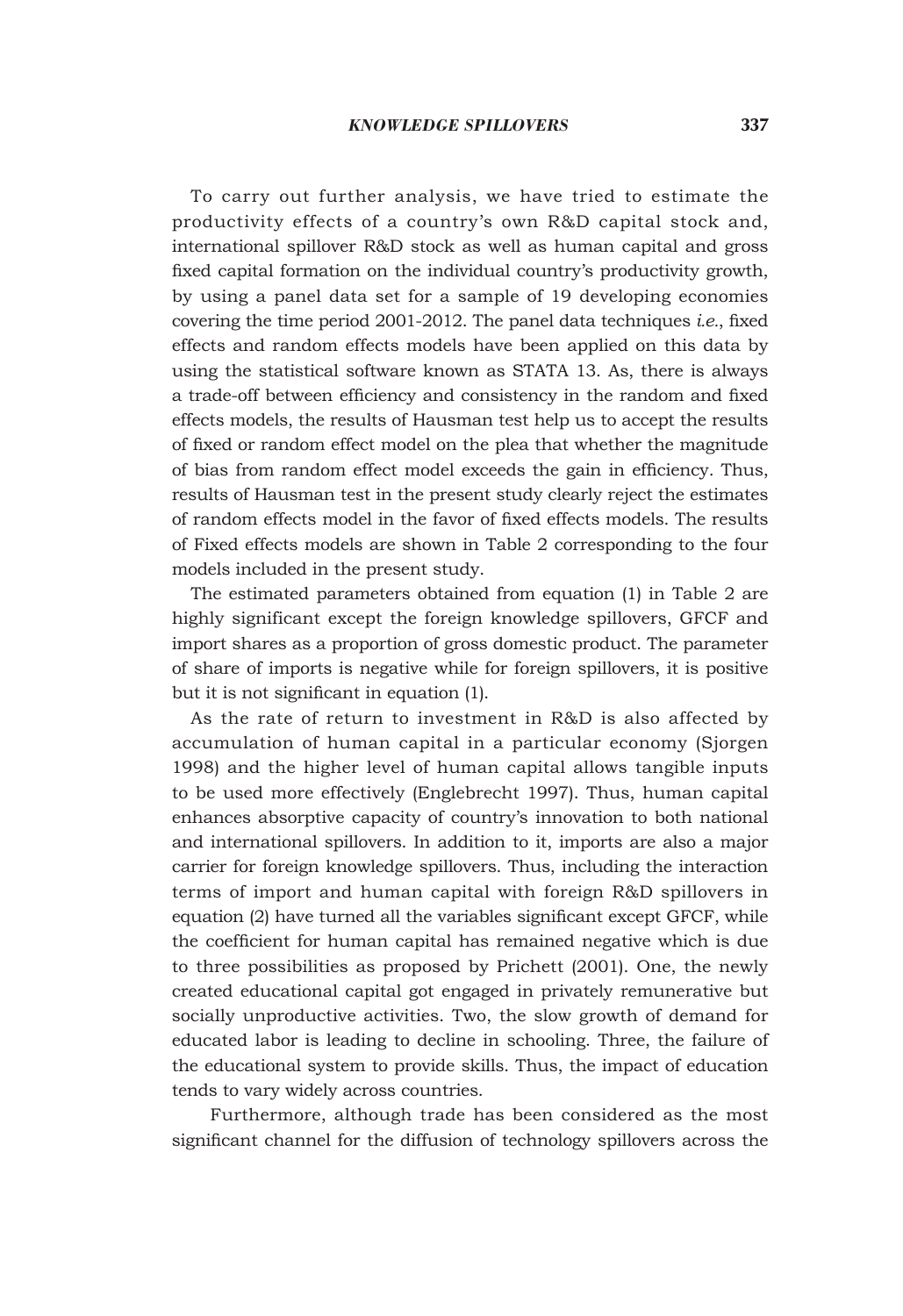To carry out further analysis, we have tried to estimate the productivity effects of a country's own R&D capital stock and, international spillover R&D stock as well as human capital and gross fixed capital formation on the individual country's productivity growth, by using a panel data set for a sample of 19 developing economies covering the time period 2001-2012. The panel data techniques *i.e.*, fixed effects and random effects models have been applied on this data by using the statistical software known as STATA 13. As, there is always a trade-off between efficiency and consistency in the random and fixed effects models, the results of Hausman test help us to accept the results of fixed or random effect model on the plea that whether the magnitude of bias from random effect model exceeds the gain in efficiency. Thus, results of Hausman test in the present study clearly reject the estimates of random effects model in the favor of fixed effects models. The results of Fixed effects models are shown in Table 2 corresponding to the four models included in the present study.

The estimated parameters obtained from equation (1) in Table 2 are highly significant except the foreign knowledge spillovers, GFCF and import shares as a proportion of gross domestic product. The parameter of share of imports is negative while for foreign spillovers, it is positive but it is not significant in equation (1).

As the rate of return to investment in R&D is also affected by accumulation of human capital in a particular economy (Sjorgen 1998) and the higher level of human capital allows tangible inputs to be used more effectively (Englebrecht 1997). Thus, human capital enhances absorptive capacity of country's innovation to both national and international spillovers. In addition to it, imports are also a major carrier for foreign knowledge spillovers. Thus, including the interaction terms of import and human capital with foreign R&D spillovers in equation (2) have turned all the variables significant except GFCF, while the coefficient for human capital has remained negative which is due to three possibilities as proposed by Prichett (2001). One, the newly created educational capital got engaged in privately remunerative but socially unproductive activities. Two, the slow growth of demand for educated labor is leading to decline in schooling. Three, the failure of the educational system to provide skills. Thus, the impact of education tends to vary widely across countries.

Furthermore, although trade has been considered as the most significant channel for the diffusion of technology spillovers across the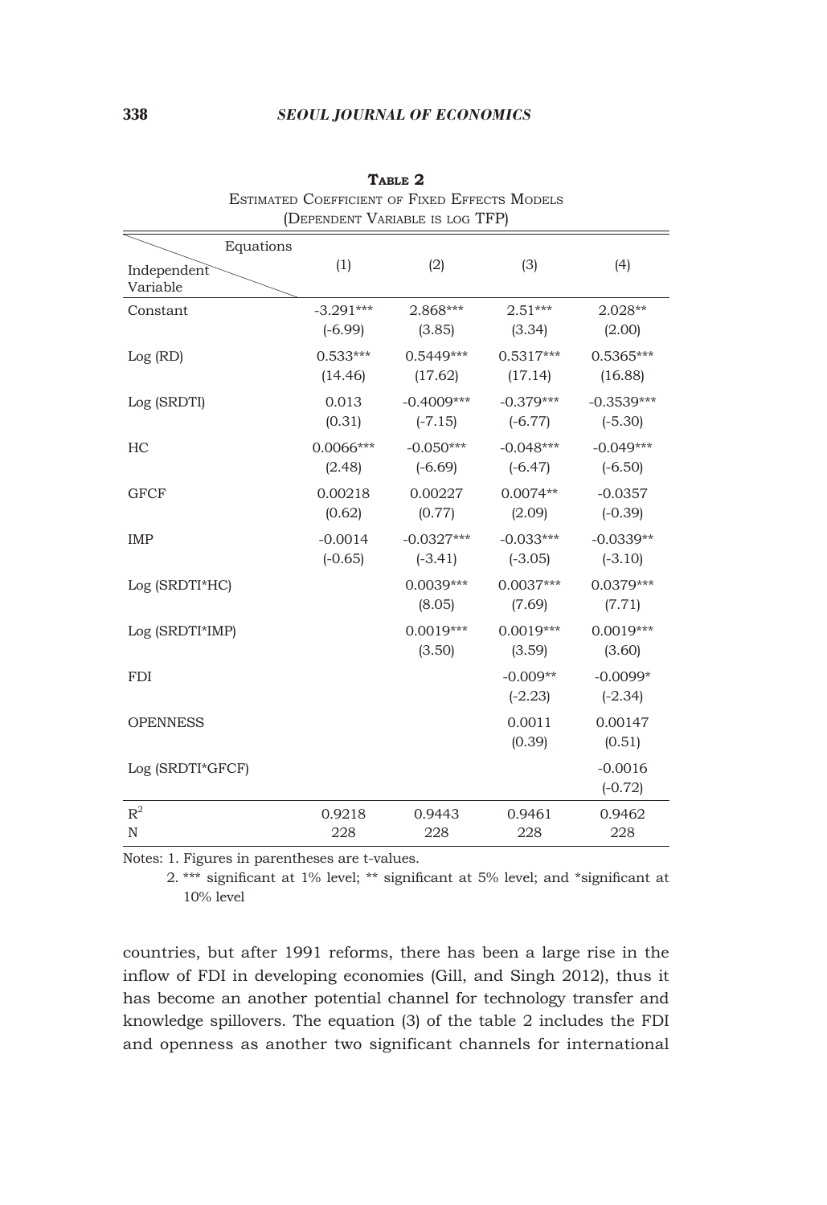**Table 2**

Estimated Coefficient of Fixed Effects Models

(Dependent Variable is log TFP)

| Independent Variable \ Equations | (1) | (2) | (3) | (4) |
|---|---|---|---|---|
| Constant | -3.291*** | 2.868*** | 2.51*** | 2.028** |
| | (-6.99) | (3.85) | (3.34) | (2.00) |
| Log (RD) | 0.533*** | 0.5449*** | 0.5317*** | 0.5365*** |
| | (14.46) | (17.62) | (17.14) | (16.88) |
| Log (SRDTI) | 0.013 | -0.4009*** | -0.379*** | -0.3539*** |
| | (0.31) | (-7.15) | (-6.77) | (-5.30) |
| HC | 0.0066*** | -0.050*** | -0.048*** | -0.049*** |
| | (2.48) | (-6.69) | (-6.47) | (-6.50) |
| GFCF | 0.00218 | 0.00227 | 0.0074** | -0.0357 |
| | (0.62) | (0.77) | (2.09) | (-0.39) |
| IMP | -0.0014 | -0.0327*** | -0.033*** | -0.0339** |
| | (-0.65) | (-3.41) | (-3.05) | (-3.10) |
| Log (SRDTI*HC) | | 0.0039*** | 0.0037*** | 0.0379*** |
| | | (8.05) | (7.69) | (7.71) |
| Log (SRDTI*IMP) | | 0.0019*** | 0.0019*** | 0.0019*** |
| | | (3.50) | (3.59) | (3.60) |
| FDI | | | -0.009** | -0.0099* |
| | | | (-2.23) | (-2.34) |
| OPENNESS | | | 0.0011 | 0.00147 |
| | | | (0.39) | (0.51) |
| Log (SRDTI*GFCF) | | | | -0.0016 |
| | | | | (-0.72) |
| $R^2$ | 0.9218 | 0.9443 | 0.9461 | 0.9462 |
| N | 228 | 228 | 228 | 228 |

Notes: 1. Figures in parentheses are t-values.

2. *** significant at 1% level; ** significant at 5% level; and *significant at 10% level

countries, but after 1991 reforms, there has been a large rise in the inflow of FDI in developing economies (Gill, and Singh 2012), thus it has become an another potential channel for technology transfer and knowledge spillovers. The equation (3) of the table 2 includes the FDI and openness as another two significant channels for international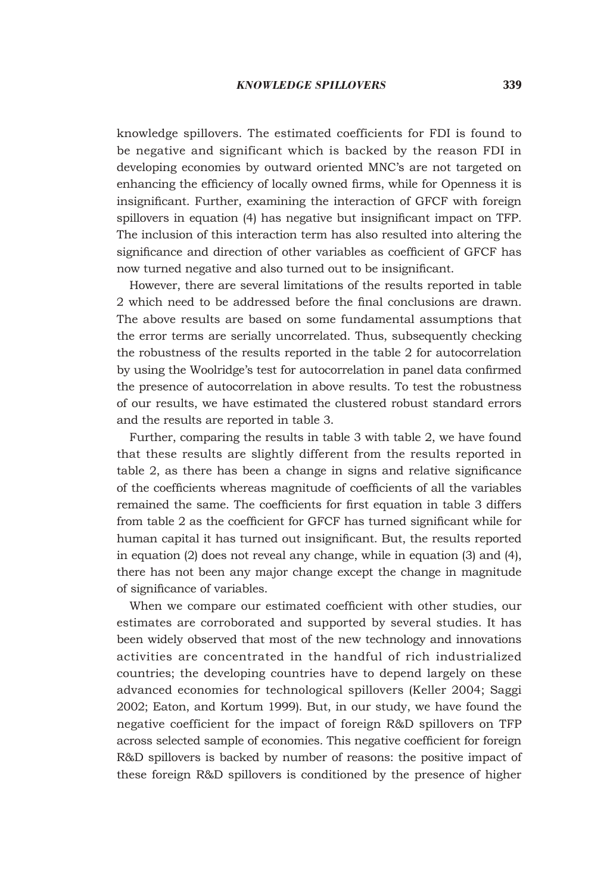knowledge spillovers. The estimated coefficients for FDI is found to be negative and significant which is backed by the reason FDI in developing economies by outward oriented MNC's are not targeted on enhancing the efficiency of locally owned firms, while for Openness it is insignificant. Further, examining the interaction of GFCF with foreign spillovers in equation (4) has negative but insignificant impact on TFP. The inclusion of this interaction term has also resulted into altering the significance and direction of other variables as coefficient of GFCF has now turned negative and also turned out to be insignificant.

However, there are several limitations of the results reported in table 2 which need to be addressed before the final conclusions are drawn. The above results are based on some fundamental assumptions that the error terms are serially uncorrelated. Thus, subsequently checking the robustness of the results reported in the table 2 for autocorrelation by using the Woolridge's test for autocorrelation in panel data confirmed the presence of autocorrelation in above results. To test the robustness of our results, we have estimated the clustered robust standard errors and the results are reported in table 3.

Further, comparing the results in table 3 with table 2, we have found that these results are slightly different from the results reported in table 2, as there has been a change in signs and relative significance of the coefficients whereas magnitude of coefficients of all the variables remained the same. The coefficients for first equation in table 3 differs from table 2 as the coefficient for GFCF has turned significant while for human capital it has turned out insignificant. But, the results reported in equation (2) does not reveal any change, while in equation (3) and (4), there has not been any major change except the change in magnitude of significance of variables.

When we compare our estimated coefficient with other studies, our estimates are corroborated and supported by several studies. It has been widely observed that most of the new technology and innovations activities are concentrated in the handful of rich industrialized countries; the developing countries have to depend largely on these advanced economies for technological spillovers (Keller 2004; Saggi 2002; Eaton, and Kortum 1999). But, in our study, we have found the negative coefficient for the impact of foreign R&D spillovers on TFP across selected sample of economies. This negative coefficient for foreign R&D spillovers is backed by number of reasons: the positive impact of these foreign R&D spillovers is conditioned by the presence of higher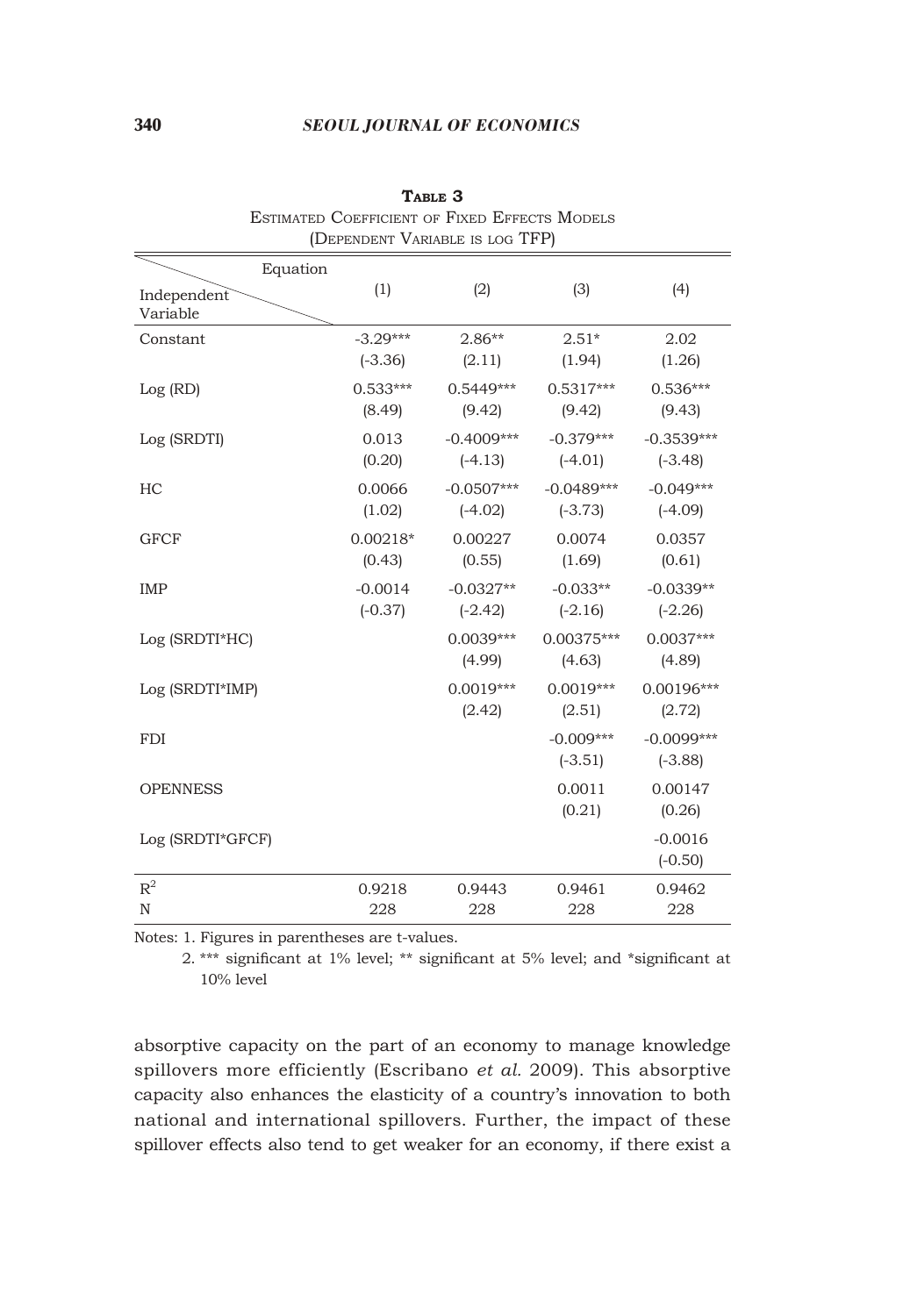**Table 3**

Estimated Coefficient of Fixed Effects Models
(Dependent Variable is log TFP)

| Independent Variable \ Equation | (1) | (2) | (3) | (4) |
|---|---|---|---|---|
| Constant | -3.29*** | 2.86** | 2.51* | 2.02 |
| | (-3.36) | (2.11) | (1.94) | (1.26) |
| Log (RD) | 0.533*** | 0.5449*** | 0.5317*** | 0.536*** |
| | (8.49) | (9.42) | (9.42) | (9.43) |
| Log (SRDTI) | 0.013 | -0.4009*** | -0.379*** | -0.3539*** |
| | (0.20) | (-4.13) | (-4.01) | (-3.48) |
| HC | 0.0066 | -0.0507*** | -0.0489*** | -0.049*** |
| | (1.02) | (-4.02) | (-3.73) | (-4.09) |
| GFCF | 0.00218* | 0.00227 | 0.0074 | 0.0357 |
| | (0.43) | (0.55) | (1.69) | (0.61) |
| IMP | -0.0014 | -0.0327** | -0.033** | -0.0339** |
| | (-0.37) | (-2.42) | (-2.16) | (-2.26) |
| Log (SRDTI*HC) | | 0.0039*** | 0.00375*** | 0.0037*** |
| | | (4.99) | (4.63) | (4.89) |
| Log (SRDTI*IMP) | | 0.0019*** | 0.0019*** | 0.00196*** |
| | | (2.42) | (2.51) | (2.72) |
| FDI | | | -0.009*** | -0.0099*** |
| | | | (-3.51) | (-3.88) |
| OPENNESS | | | 0.0011 | 0.00147 |
| | | | (0.21) | (0.26) |
| Log (SRDTI*GFCF) | | | | -0.0016 |
| | | | | (-0.50) |
| $R^2$ | 0.9218 | 0.9443 | 0.9461 | 0.9462 |
| N | 228 | 228 | 228 | 228 |

Notes: 1. Figures in parentheses are t-values.

2. *** significant at 1% level; ** significant at 5% level; and *significant at 10% level

absorptive capacity on the part of an economy to manage knowledge spillovers more efficiently (Escribano *et al.* 2009). This absorptive capacity also enhances the elasticity of a country's innovation to both national and international spillovers. Further, the impact of these spillover effects also tend to get weaker for an economy, if there exist a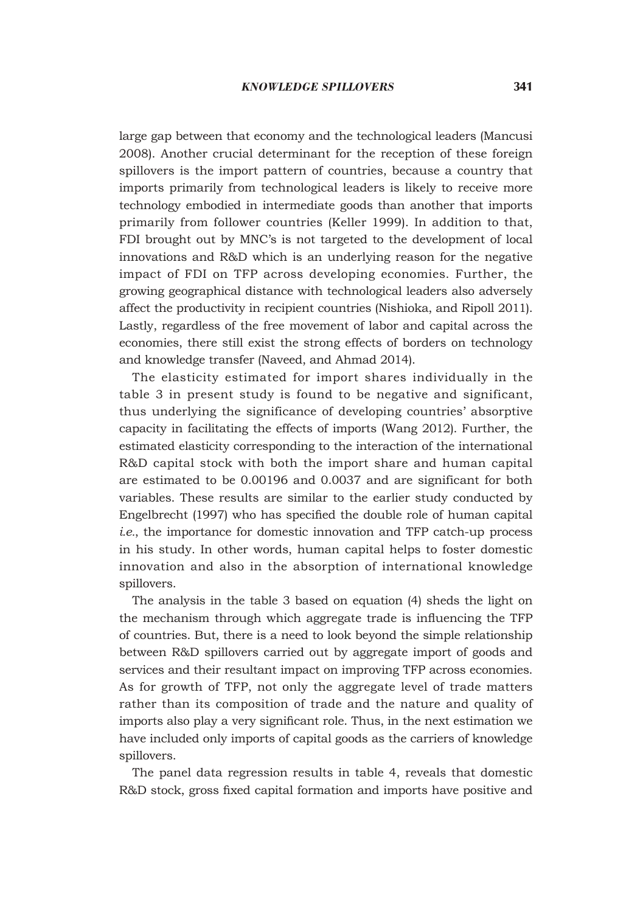large gap between that economy and the technological leaders (Mancusi 2008). Another crucial determinant for the reception of these foreign spillovers is the import pattern of countries, because a country that imports primarily from technological leaders is likely to receive more technology embodied in intermediate goods than another that imports primarily from follower countries (Keller 1999). In addition to that, FDI brought out by MNC's is not targeted to the development of local innovations and R&D which is an underlying reason for the negative impact of FDI on TFP across developing economies. Further, the growing geographical distance with technological leaders also adversely affect the productivity in recipient countries (Nishioka, and Ripoll 2011). Lastly, regardless of the free movement of labor and capital across the economies, there still exist the strong effects of borders on technology and knowledge transfer (Naveed, and Ahmad 2014).

The elasticity estimated for import shares individually in the table 3 in present study is found to be negative and significant, thus underlying the significance of developing countries' absorptive capacity in facilitating the effects of imports (Wang 2012). Further, the estimated elasticity corresponding to the interaction of the international R&D capital stock with both the import share and human capital are estimated to be 0.00196 and 0.0037 and are significant for both variables. These results are similar to the earlier study conducted by Engelbrecht (1997) who has specified the double role of human capital *i.e.*, the importance for domestic innovation and TFP catch-up process in his study. In other words, human capital helps to foster domestic innovation and also in the absorption of international knowledge spillovers.

The analysis in the table 3 based on equation (4) sheds the light on the mechanism through which aggregate trade is influencing the TFP of countries. But, there is a need to look beyond the simple relationship between R&D spillovers carried out by aggregate import of goods and services and their resultant impact on improving TFP across economies. As for growth of TFP, not only the aggregate level of trade matters rather than its composition of trade and the nature and quality of imports also play a very significant role. Thus, in the next estimation we have included only imports of capital goods as the carriers of knowledge spillovers.

The panel data regression results in table 4, reveals that domestic R&D stock, gross fixed capital formation and imports have positive and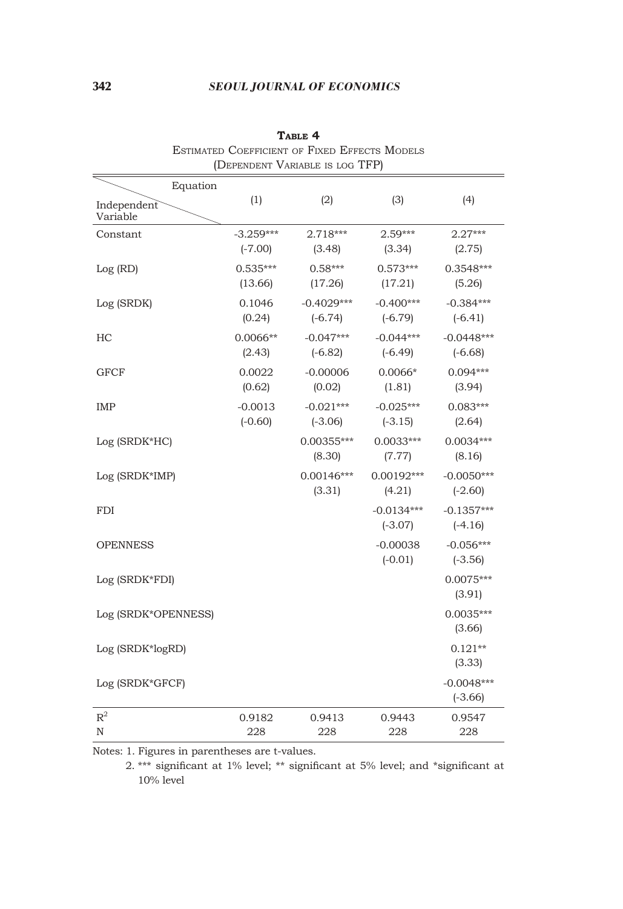**TABLE 4**

ESTIMATED COEFFICIENT OF FIXED EFFECTS MODELS

(DEPENDENT VARIABLE IS LOG TFP)

| Independent Variable \ Equation | (1) | (2) | (3) | (4) |
|---|---|---|---|---|
| Constant | -3.259*** | 2.718*** | 2.59*** | 2.27*** |
| | (-7.00) | (3.48) | (3.34) | (2.75) |
| Log (RD) | 0.535*** | 0.58*** | 0.573*** | 0.3548*** |
| | (13.66) | (17.26) | (17.21) | (5.26) |
| Log (SRDK) | 0.1046 | -0.4029*** | -0.400*** | -0.384*** |
| | (0.24) | (-6.74) | (-6.79) | (-6.41) |
| HC | 0.0066** | -0.047*** | -0.044*** | -0.0448*** |
| | (2.43) | (-6.82) | (-6.49) | (-6.68) |
| GFCF | 0.0022 | -0.00006 | 0.0066* | 0.094*** |
| | (0.62) | (0.02) | (1.81) | (3.94) |
| IMP | -0.0013 | -0.021*** | -0.025*** | 0.083*** |
| | (-0.60) | (-3.06) | (-3.15) | (2.64) |
| Log (SRDK*HC) | | 0.00355*** | 0.0033*** | 0.0034*** |
| | | (8.30) | (7.77) | (8.16) |
| Log (SRDK*IMP) | | 0.00146*** | 0.00192*** | -0.0050*** |
| | | (3.31) | (4.21) | (-2.60) |
| FDI | | | -0.0134*** | -0.1357*** |
| | | | (-3.07) | (-4.16) |
| OPENNESS | | | -0.00038 | -0.056*** |
| | | | (-0.01) | (-3.56) |
| Log (SRDK*FDI) | | | | 0.0075*** |
| | | | | (3.91) |
| Log (SRDK*OPENNESS) | | | | 0.0035*** |
| | | | | (3.66) |
| Log (SRDK*logRD) | | | | 0.121** |
| | | | | (3.33) |
| Log (SRDK*GFCF) | | | | -0.0048*** |
| | | | | (-3.66) |
| $R^2$ | 0.9182 | 0.9413 | 0.9443 | 0.9547 |
| N | 228 | 228 | 228 | 228 |

Notes: 1. Figures in parentheses are t-values.

2. *** significant at 1% level; ** significant at 5% level; and *significant at 10% level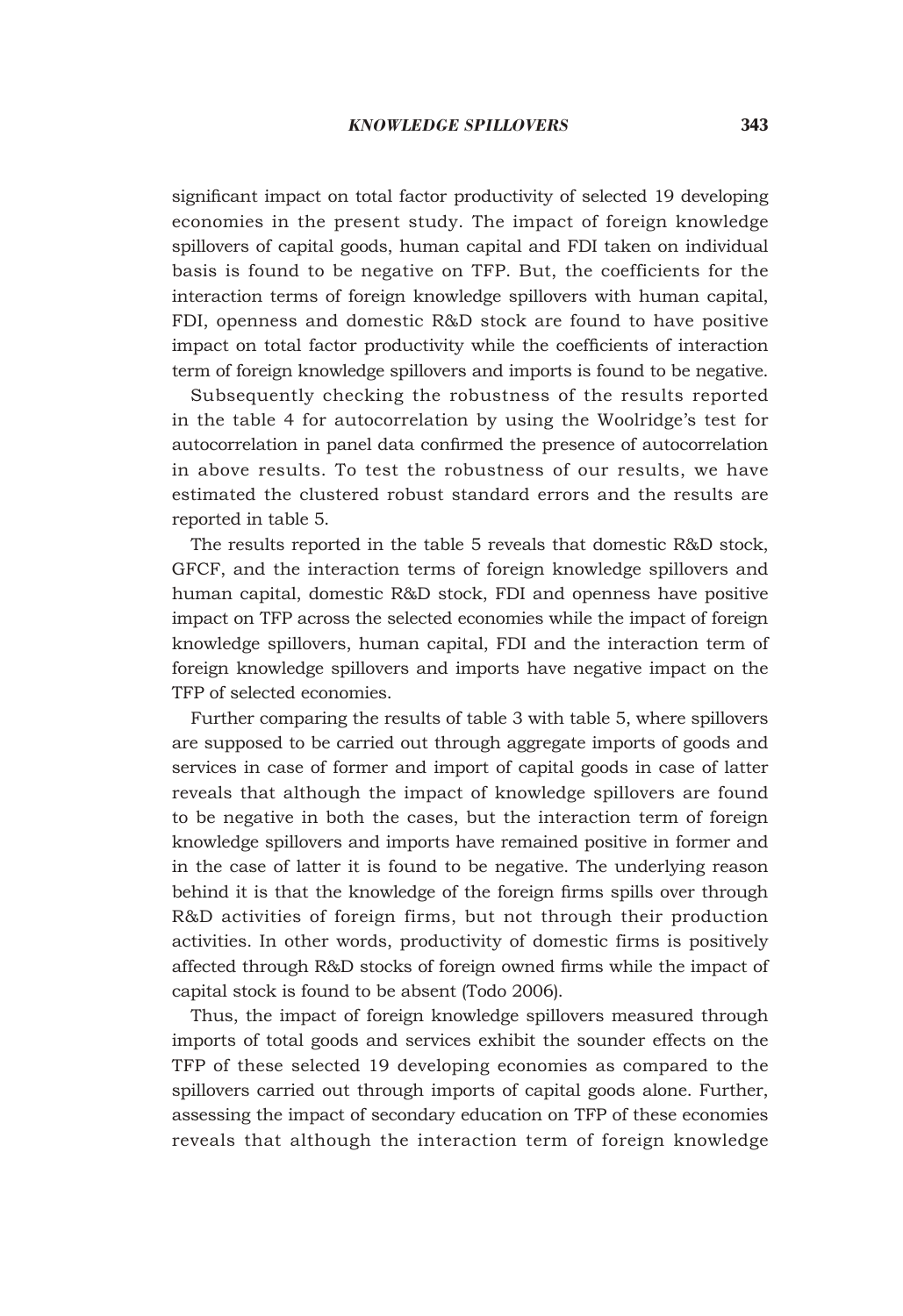significant impact on total factor productivity of selected 19 developing economies in the present study. The impact of foreign knowledge spillovers of capital goods, human capital and FDI taken on individual basis is found to be negative on TFP. But, the coefficients for the interaction terms of foreign knowledge spillovers with human capital, FDI, openness and domestic R&D stock are found to have positive impact on total factor productivity while the coefficients of interaction term of foreign knowledge spillovers and imports is found to be negative.

Subsequently checking the robustness of the results reported in the table 4 for autocorrelation by using the Woolridge's test for autocorrelation in panel data confirmed the presence of autocorrelation in above results. To test the robustness of our results, we have estimated the clustered robust standard errors and the results are reported in table 5.

The results reported in the table 5 reveals that domestic R&D stock, GFCF, and the interaction terms of foreign knowledge spillovers and human capital, domestic R&D stock, FDI and openness have positive impact on TFP across the selected economies while the impact of foreign knowledge spillovers, human capital, FDI and the interaction term of foreign knowledge spillovers and imports have negative impact on the TFP of selected economies.

Further comparing the results of table 3 with table 5, where spillovers are supposed to be carried out through aggregate imports of goods and services in case of former and import of capital goods in case of latter reveals that although the impact of knowledge spillovers are found to be negative in both the cases, but the interaction term of foreign knowledge spillovers and imports have remained positive in former and in the case of latter it is found to be negative. The underlying reason behind it is that the knowledge of the foreign firms spills over through R&D activities of foreign firms, but not through their production activities. In other words, productivity of domestic firms is positively affected through R&D stocks of foreign owned firms while the impact of capital stock is found to be absent (Todo 2006).

Thus, the impact of foreign knowledge spillovers measured through imports of total goods and services exhibit the sounder effects on the TFP of these selected 19 developing economies as compared to the spillovers carried out through imports of capital goods alone. Further, assessing the impact of secondary education on TFP of these economies reveals that although the interaction term of foreign knowledge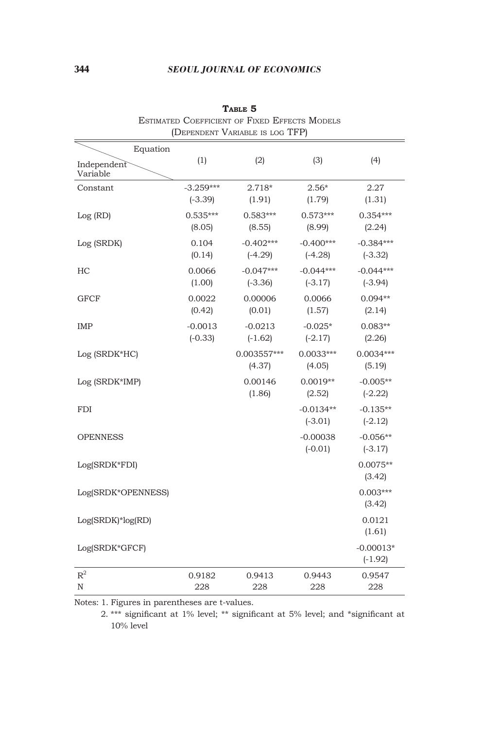**TABLE 5**

ESTIMATED COEFFICIENT OF FIXED EFFECTS MODELS

(DEPENDENT VARIABLE IS LOG TFP)

| Independent Variable \ Equation | (1) | (2) | (3) | (4) |
|---|---|---|---|---|
| Constant | -3.259*** | 2.718* | 2.56* | 2.27 |
| | (-3.39) | (1.91) | (1.79) | (1.31) |
| Log (RD) | 0.535*** | 0.583*** | 0.573*** | 0.354*** |
| | (8.05) | (8.55) | (8.99) | (2.24) |
| Log (SRDK) | 0.104 | -0.402*** | -0.400*** | -0.384*** |
| | (0.14) | (-4.29) | (-4.28) | (-3.32) |
| HC | 0.0066 | -0.047*** | -0.044*** | -0.044*** |
| | (1.00) | (-3.36) | (-3.17) | (-3.94) |
| GFCF | 0.0022 | 0.00006 | 0.0066 | 0.094** |
| | (0.42) | (0.01) | (1.57) | (2.14) |
| IMP | -0.0013 | -0.0213 | -0.025* | 0.083** |
| | (-0.33) | (-1.62) | (-2.17) | (2.26) |
| Log (SRDK*HC) | | 0.003557*** | 0.0033*** | 0.0034*** |
| | | (4.37) | (4.05) | (5.19) |
| Log (SRDK*IMP) | | 0.00146 | 0.0019** | -0.005** |
| | | (1.86) | (2.52) | (-2.22) |
| FDI | | | -0.0134** | -0.135** |
| | | | (-3.01) | (-2.12) |
| OPENNESS | | | -0.00038 | -0.056** |
| | | | (-0.01) | (-3.17) |
| Log(SRDK*FDI) | | | | 0.0075** |
| | | | | (3.42) |
| Log(SRDK*OPENNESS) | | | | 0.003*** |
| | | | | (3.42) |
| Log(SRDK)*log(RD) | | | | 0.0121 |
| | | | | (1.61) |
| Log(SRDK*GFCF) | | | | -0.00013* |
| | | | | (-1.92) |
| $R^2$ | 0.9182 | 0.9413 | 0.9443 | 0.9547 |
| N | 228 | 228 | 228 | 228 |

Notes: 1. Figures in parentheses are t-values.

2. *** significant at 1% level; ** significant at 5% level; and *significant at 10% level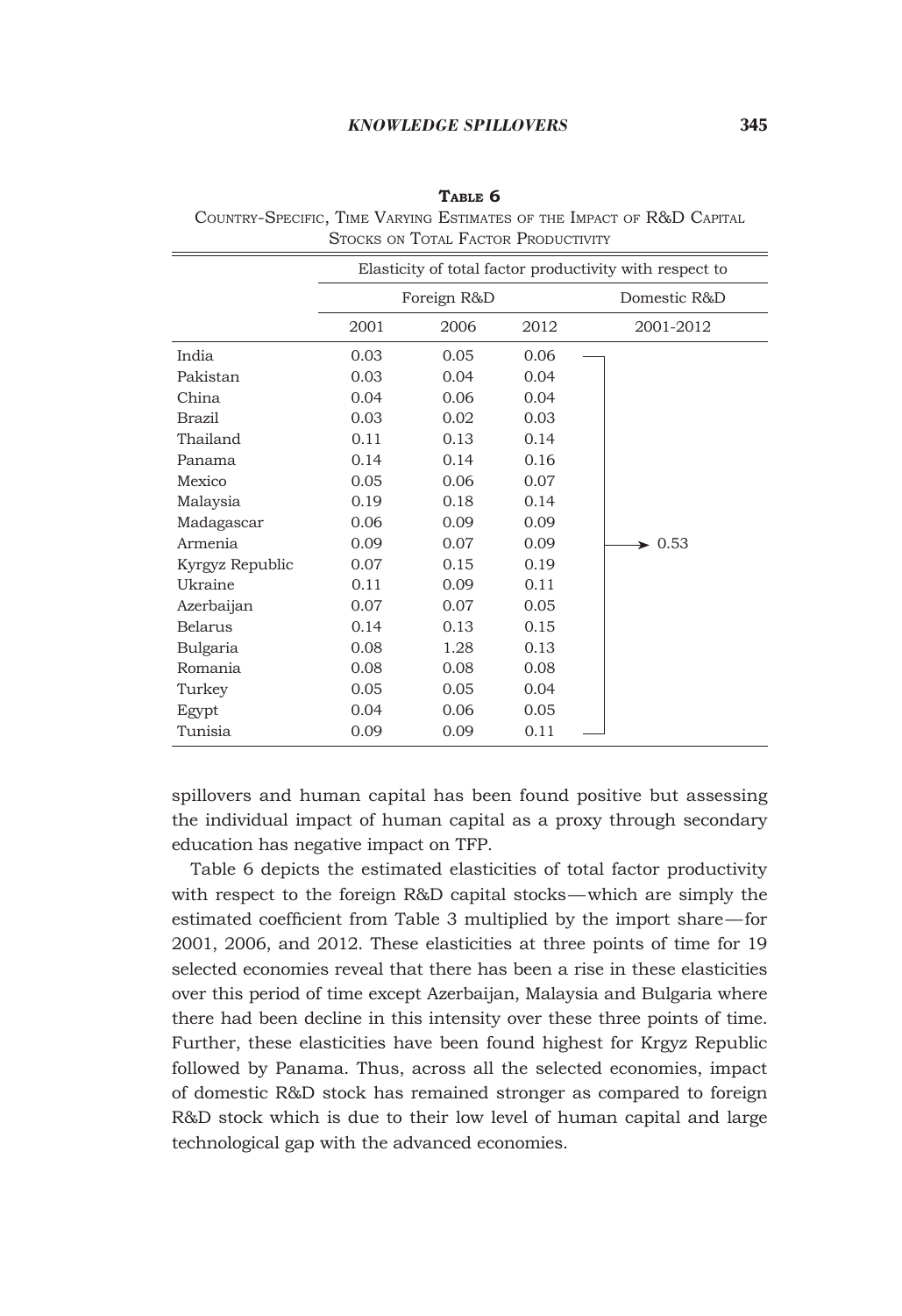**Table 6**

Country-Specific, Time Varying Estimates of the Impact of R&D Capital Stocks on Total Factor Productivity

| | Elasticity of total factor productivity with respect to | | | |
|---|---|---|---|---|
| | Foreign R&D | | | Domestic R&D |
| | 2001 | 2006 | 2012 | 2001-2012 |
| India | 0.03 | 0.05 | 0.06 | |
| Pakistan | 0.03 | 0.04 | 0.04 | |
| China | 0.04 | 0.06 | 0.04 | |
| Brazil | 0.03 | 0.02 | 0.03 | |
| Thailand | 0.11 | 0.13 | 0.14 | |
| Panama | 0.14 | 0.14 | 0.16 | |
| Mexico | 0.05 | 0.06 | 0.07 | |
| Malaysia | 0.19 | 0.18 | 0.14 | |
| Madagascar | 0.06 | 0.09 | 0.09 | |
| Armenia | 0.09 | 0.07 | 0.09 | 0.53 |
| Kyrgyz Republic | 0.07 | 0.15 | 0.19 | |
| Ukraine | 0.11 | 0.09 | 0.11 | |
| Azerbaijan | 0.07 | 0.07 | 0.05 | |
| Belarus | 0.14 | 0.13 | 0.15 | |
| Bulgaria | 0.08 | 1.28 | 0.13 | |
| Romania | 0.08 | 0.08 | 0.08 | |
| Turkey | 0.05 | 0.05 | 0.04 | |
| Egypt | 0.04 | 0.06 | 0.05 | |
| Tunisia | 0.09 | 0.09 | 0.11 | |

spillovers and human capital has been found positive but assessing the individual impact of human capital as a proxy through secondary education has negative impact on TFP.

Table 6 depicts the estimated elasticities of total factor productivity with respect to the foreign R&D capital stocks—which are simply the estimated coefficient from Table 3 multiplied by the import share—for 2001, 2006, and 2012. These elasticities at three points of time for 19 selected economies reveal that there has been a rise in these elasticities over this period of time except Azerbaijan, Malaysia and Bulgaria where there had been decline in this intensity over these three points of time. Further, these elasticities have been found highest for Krgyz Republic followed by Panama. Thus, across all the selected economies, impact of domestic R&D stock has remained stronger as compared to foreign R&D stock which is due to their low level of human capital and large technological gap with the advanced economies.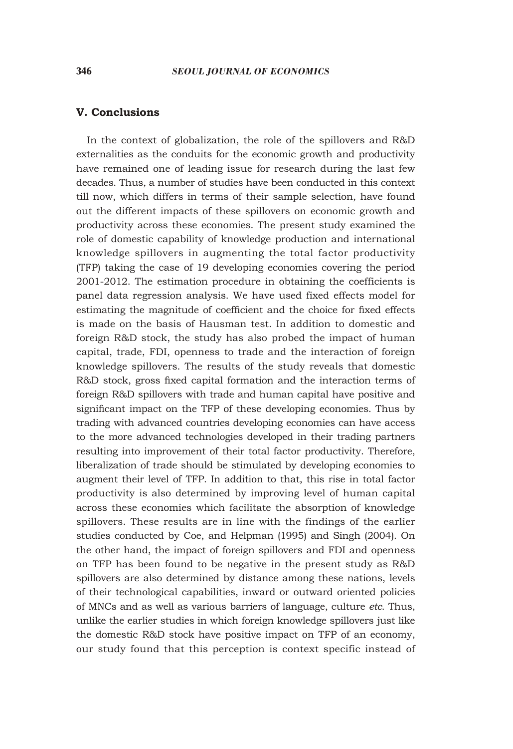## V. Conclusions

In the context of globalization, the role of the spillovers and R&D externalities as the conduits for the economic growth and productivity have remained one of leading issue for research during the last few decades. Thus, a number of studies have been conducted in this context till now, which differs in terms of their sample selection, have found out the different impacts of these spillovers on economic growth and productivity across these economies. The present study examined the role of domestic capability of knowledge production and international knowledge spillovers in augmenting the total factor productivity (TFP) taking the case of 19 developing economies covering the period 2001-2012. The estimation procedure in obtaining the coefficients is panel data regression analysis. We have used fixed effects model for estimating the magnitude of coefficient and the choice for fixed effects is made on the basis of Hausman test. In addition to domestic and foreign R&D stock, the study has also probed the impact of human capital, trade, FDI, openness to trade and the interaction of foreign knowledge spillovers. The results of the study reveals that domestic R&D stock, gross fixed capital formation and the interaction terms of foreign R&D spillovers with trade and human capital have positive and significant impact on the TFP of these developing economies. Thus by trading with advanced countries developing economies can have access to the more advanced technologies developed in their trading partners resulting into improvement of their total factor productivity. Therefore, liberalization of trade should be stimulated by developing economies to augment their level of TFP. In addition to that, this rise in total factor productivity is also determined by improving level of human capital across these economies which facilitate the absorption of knowledge spillovers. These results are in line with the findings of the earlier studies conducted by Coe, and Helpman (1995) and Singh (2004). On the other hand, the impact of foreign spillovers and FDI and openness on TFP has been found to be negative in the present study as R&D spillovers are also determined by distance among these nations, levels of their technological capabilities, inward or outward oriented policies of MNCs and as well as various barriers of language, culture *etc*. Thus, unlike the earlier studies in which foreign knowledge spillovers just like the domestic R&D stock have positive impact on TFP of an economy, our study found that this perception is context specific instead of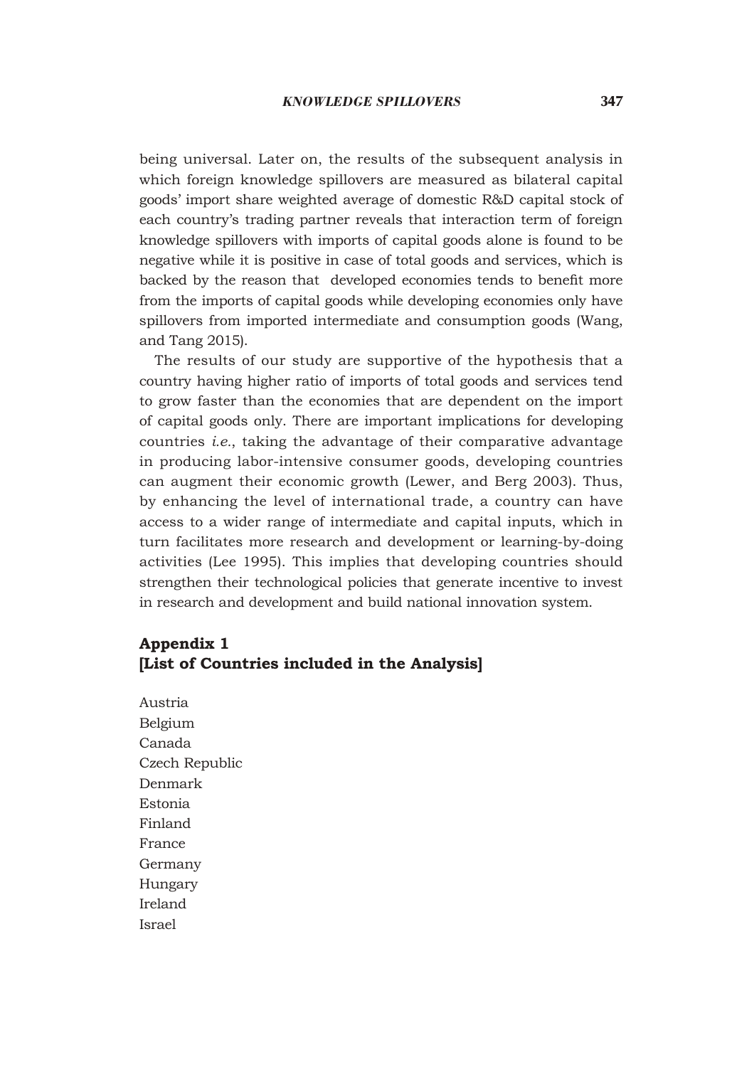being universal. Later on, the results of the subsequent analysis in which foreign knowledge spillovers are measured as bilateral capital goods' import share weighted average of domestic R&D capital stock of each country's trading partner reveals that interaction term of foreign knowledge spillovers with imports of capital goods alone is found to be negative while it is positive in case of total goods and services, which is backed by the reason that developed economies tends to benefit more from the imports of capital goods while developing economies only have spillovers from imported intermediate and consumption goods (Wang, and Tang 2015).

The results of our study are supportive of the hypothesis that a country having higher ratio of imports of total goods and services tend to grow faster than the economies that are dependent on the import of capital goods only. There are important implications for developing countries *i.e.*, taking the advantage of their comparative advantage in producing labor-intensive consumer goods, developing countries can augment their economic growth (Lewer, and Berg 2003). Thus, by enhancing the level of international trade, a country can have access to a wider range of intermediate and capital inputs, which in turn facilitates more research and development or learning-by-doing activities (Lee 1995). This implies that developing countries should strengthen their technological policies that generate incentive to invest in research and development and build national innovation system.

## Appendix 1
## [List of Countries included in the Analysis]

Austria
Belgium
Canada
Czech Republic
Denmark
Estonia
Finland
France
Germany
Hungary
Ireland
Israel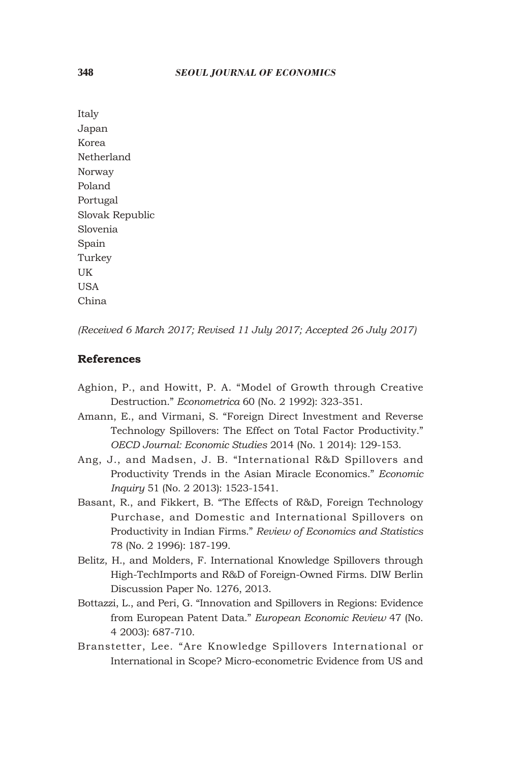Italy
Japan
Korea
Netherland
Norway
Poland
Portugal
Slovak Republic
Slovenia
Spain
Turkey
UK
USA
China

*(Received 6 March 2017; Revised 11 July 2017; Accepted 26 July 2017)*

## References

Aghion, P., and Howitt, P. A. "Model of Growth through Creative Destruction." *Econometrica* 60 (No. 2 1992): 323-351.

Amann, E., and Virmani, S. "Foreign Direct Investment and Reverse Technology Spillovers: The Effect on Total Factor Productivity." *OECD Journal: Economic Studies* 2014 (No. 1 2014): 129-153.

Ang, J., and Madsen, J. B. "International R&D Spillovers and Productivity Trends in the Asian Miracle Economics." *Economic Inquiry* 51 (No. 2 2013): 1523-1541.

Basant, R., and Fikkert, B. "The Effects of R&D, Foreign Technology Purchase, and Domestic and International Spillovers on Productivity in Indian Firms." *Review of Economics and Statistics* 78 (No. 2 1996): 187-199.

Belitz, H., and Molders, F. International Knowledge Spillovers through High-TechImports and R&D of Foreign-Owned Firms. DIW Berlin Discussion Paper No. 1276, 2013.

Bottazzi, L., and Peri, G. "Innovation and Spillovers in Regions: Evidence from European Patent Data." *European Economic Review* 47 (No. 4 2003): 687-710.

Branstetter, Lee. "Are Knowledge Spillovers International or International in Scope? Micro-econometric Evidence from US and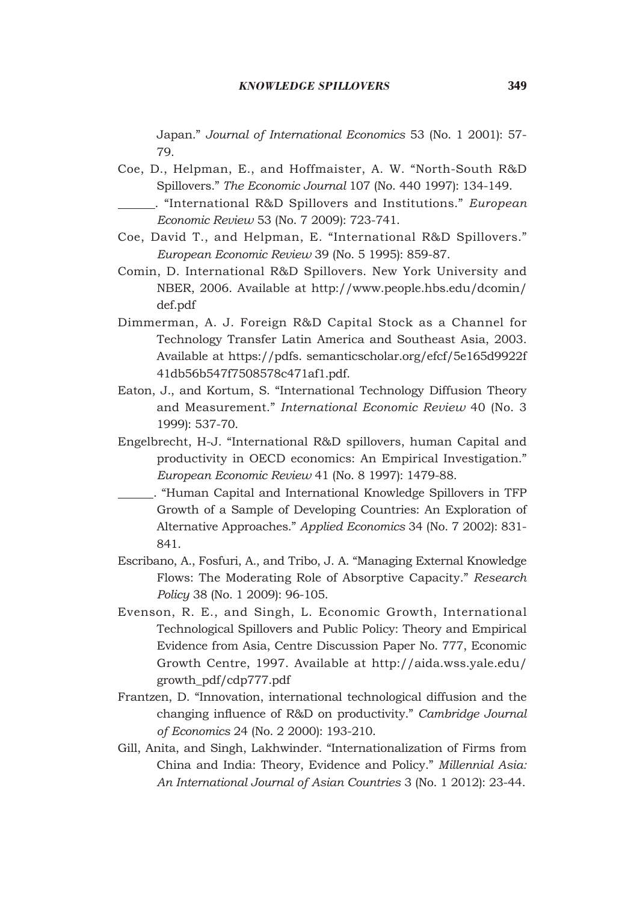Japan." *Journal of International Economics* 53 (No. 1 2001): 57-79.

Coe, D., Helpman, E., and Hoffmaister, A. W. "North-South R&D Spillovers." *The Economic Journal* 107 (No. 440 1997): 134-149.

______. "International R&D Spillovers and Institutions." *European Economic Review* 53 (No. 7 2009): 723-741.

Coe, David T., and Helpman, E. "International R&D Spillovers." *European Economic Review* 39 (No. 5 1995): 859-87.

Comin, D. International R&D Spillovers. New York University and NBER, 2006. Available at http://www.people.hbs.edu/dcomin/def.pdf

Dimmerman, A. J. Foreign R&D Capital Stock as a Channel for Technology Transfer Latin America and Southeast Asia, 2003. Available at https://pdfs. semanticscholar.org/efcf/5e165d9922f41db56b547f7508578c471af1.pdf.

Eaton, J., and Kortum, S. "International Technology Diffusion Theory and Measurement." *International Economic Review* 40 (No. 3 1999): 537-70.

Engelbrecht, H-J. "International R&D spillovers, human Capital and productivity in OECD economics: An Empirical Investigation." *European Economic Review* 41 (No. 8 1997): 1479-88.

______. "Human Capital and International Knowledge Spillovers in TFP Growth of a Sample of Developing Countries: An Exploration of Alternative Approaches." *Applied Economics* 34 (No. 7 2002): 831-841.

Escribano, A., Fosfuri, A., and Tribo, J. A. "Managing External Knowledge Flows: The Moderating Role of Absorptive Capacity." *Research Policy* 38 (No. 1 2009): 96-105.

Evenson, R. E., and Singh, L. Economic Growth, International Technological Spillovers and Public Policy: Theory and Empirical Evidence from Asia, Centre Discussion Paper No. 777, Economic Growth Centre, 1997. Available at http://aida.wss.yale.edu/growth_pdf/cdp777.pdf

Frantzen, D. "Innovation, international technological diffusion and the changing influence of R&D on productivity." *Cambridge Journal of Economics* 24 (No. 2 2000): 193-210.

Gill, Anita, and Singh, Lakhwinder. "Internationalization of Firms from China and India: Theory, Evidence and Policy." *Millennial Asia: An International Journal of Asian Countries* 3 (No. 1 2012): 23-44.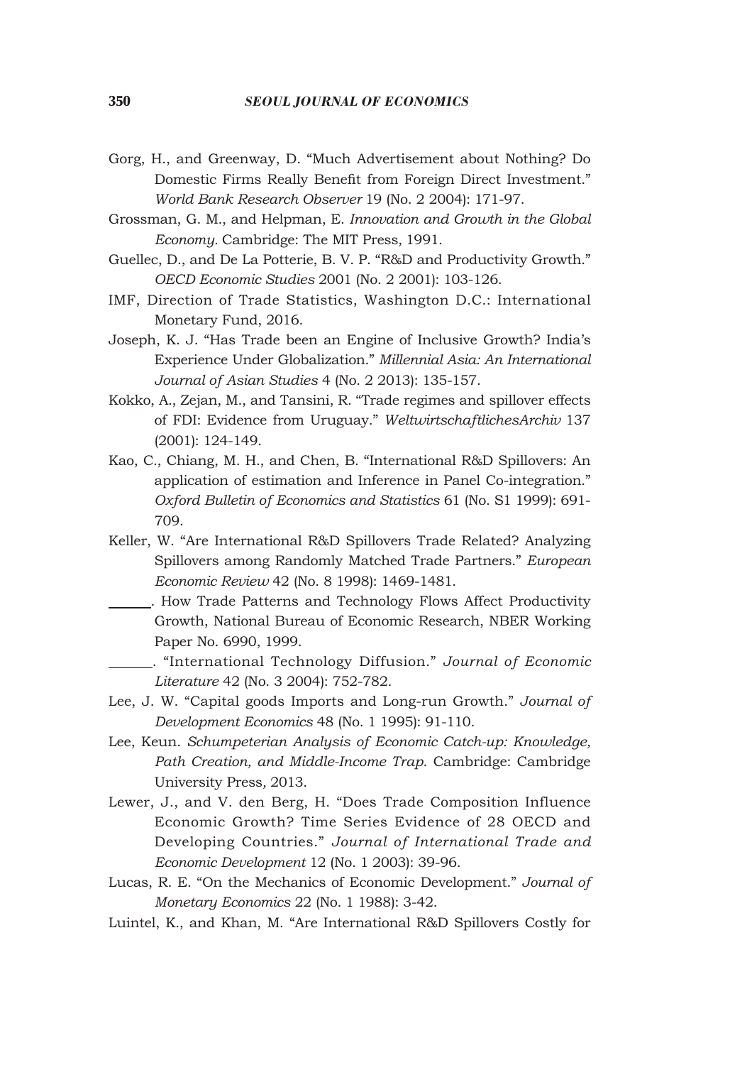Gorg, H., and Greenway, D. "Much Advertisement about Nothing? Do Domestic Firms Really Benefit from Foreign Direct Investment." *World Bank Research Observer* 19 (No. 2 2004): 171-97.

Grossman, G. M., and Helpman, E. *Innovation and Growth in the Global Economy*. Cambridge: The MIT Press, 1991.

Guellec, D., and De La Potterie, B. V. P. "R&D and Productivity Growth." *OECD Economic Studies* 2001 (No. 2 2001): 103-126.

IMF, Direction of Trade Statistics, Washington D.C.: International Monetary Fund, 2016.

Joseph, K. J. "Has Trade been an Engine of Inclusive Growth? India's Experience Under Globalization." *Millennial Asia: An International Journal of Asian Studies* 4 (No. 2 2013): 135-157.

Kokko, A., Zejan, M., and Tansini, R. "Trade regimes and spillover effects of FDI: Evidence from Uruguay." *WeltwirtschaftlichesArchiv* 137 (2001): 124-149.

Kao, C., Chiang, M. H., and Chen, B. "International R&D Spillovers: An application of estimation and Inference in Panel Co-integration." *Oxford Bulletin of Economics and Statistics* 61 (No. S1 1999): 691-709.

Keller, W. "Are International R&D Spillovers Trade Related? Analyzing Spillovers among Randomly Matched Trade Partners." *European Economic Review* 42 (No. 8 1998): 1469-1481.

______. How Trade Patterns and Technology Flows Affect Productivity Growth, National Bureau of Economic Research, NBER Working Paper No. 6990, 1999.

______. "International Technology Diffusion." *Journal of Economic Literature* 42 (No. 3 2004): 752-782.

Lee, J. W. "Capital goods Imports and Long-run Growth." *Journal of Development Economics* 48 (No. 1 1995): 91-110.

Lee, Keun. *Schumpeterian Analysis of Economic Catch-up: Knowledge, Path Creation, and Middle-Income Trap*. Cambridge: Cambridge University Press, 2013.

Lewer, J., and V. den Berg, H. "Does Trade Composition Influence Economic Growth? Time Series Evidence of 28 OECD and Developing Countries." *Journal of International Trade and Economic Development* 12 (No. 1 2003): 39-96.

Lucas, R. E. "On the Mechanics of Economic Development." *Journal of Monetary Economics* 22 (No. 1 1988): 3-42.

Luintel, K., and Khan, M. "Are International R&D Spillovers Costly for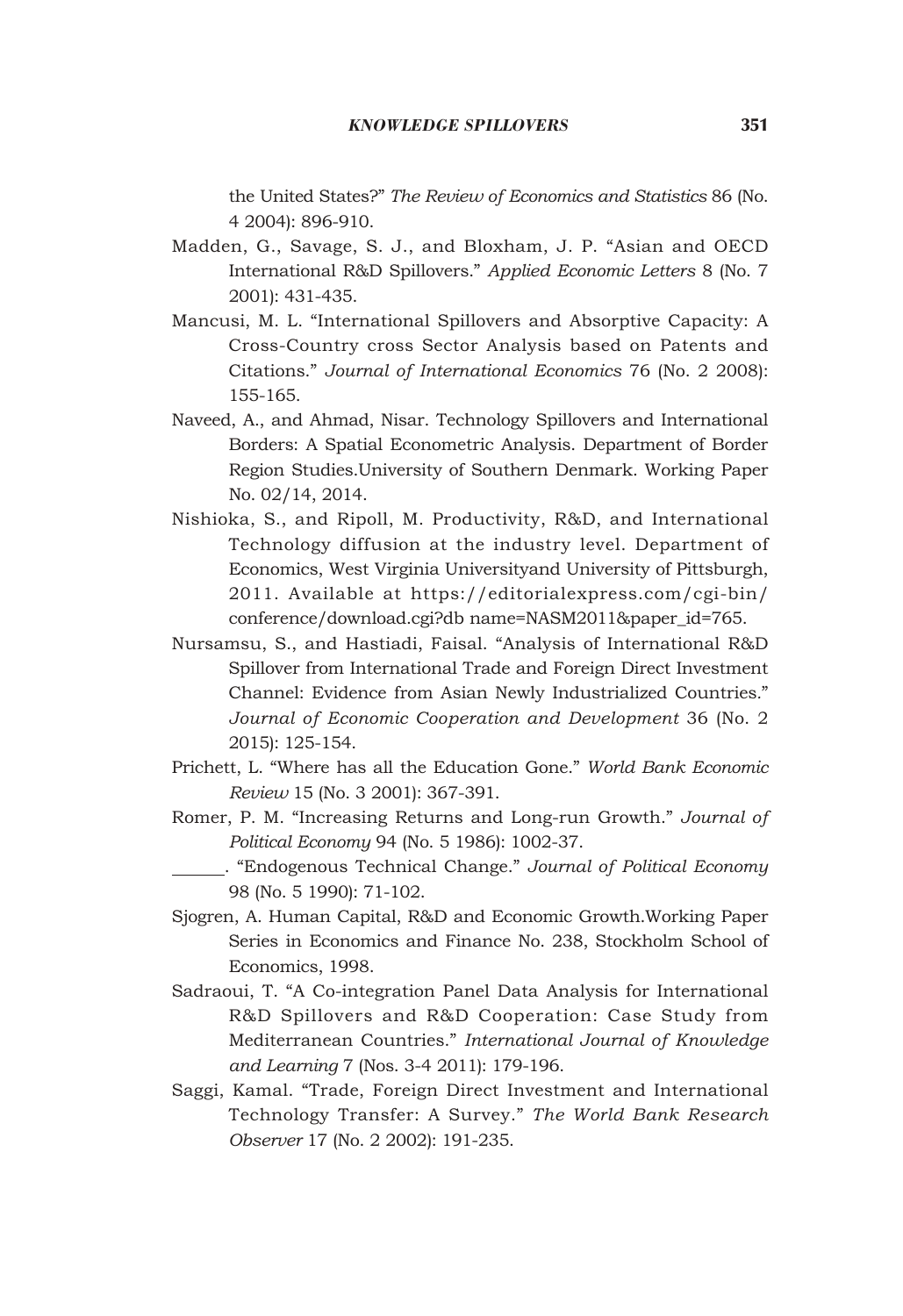the United States?" *The Review of Economics and Statistics* 86 (No. 4 2004): 896-910.

Madden, G., Savage, S. J., and Bloxham, J. P. "Asian and OECD International R&D Spillovers." *Applied Economic Letters* 8 (No. 7 2001): 431-435.

Mancusi, M. L. "International Spillovers and Absorptive Capacity: A Cross-Country cross Sector Analysis based on Patents and Citations." *Journal of International Economics* 76 (No. 2 2008): 155-165.

Naveed, A., and Ahmad, Nisar. Technology Spillovers and International Borders: A Spatial Econometric Analysis. Department of Border Region Studies.University of Southern Denmark. Working Paper No. 02/14, 2014.

Nishioka, S., and Ripoll, M. Productivity, R&D, and International Technology diffusion at the industry level. Department of Economics, West Virginia Universityand University of Pittsburgh, 2011. Available at https://editorialexpress.com/cgi-bin/conference/download.cgi?db name=NASM2011&paper_id=765.

Nursamsu, S., and Hastiadi, Faisal. "Analysis of International R&D Spillover from International Trade and Foreign Direct Investment Channel: Evidence from Asian Newly Industrialized Countries." *Journal of Economic Cooperation and Development* 36 (No. 2 2015): 125-154.

Prichett, L. "Where has all the Education Gone." *World Bank Economic Review* 15 (No. 3 2001): 367-391.

Romer, P. M. "Increasing Returns and Long-run Growth." *Journal of Political Economy* 94 (No. 5 1986): 1002-37.

______. "Endogenous Technical Change." *Journal of Political Economy* 98 (No. 5 1990): 71-102.

Sjogren, A. Human Capital, R&D and Economic Growth.Working Paper Series in Economics and Finance No. 238, Stockholm School of Economics, 1998.

Sadraoui, T. "A Co-integration Panel Data Analysis for International R&D Spillovers and R&D Cooperation: Case Study from Mediterranean Countries." *International Journal of Knowledge and Learning* 7 (Nos. 3-4 2011): 179-196.

Saggi, Kamal. "Trade, Foreign Direct Investment and International Technology Transfer: A Survey." *The World Bank Research Observer* 17 (No. 2 2002): 191-235.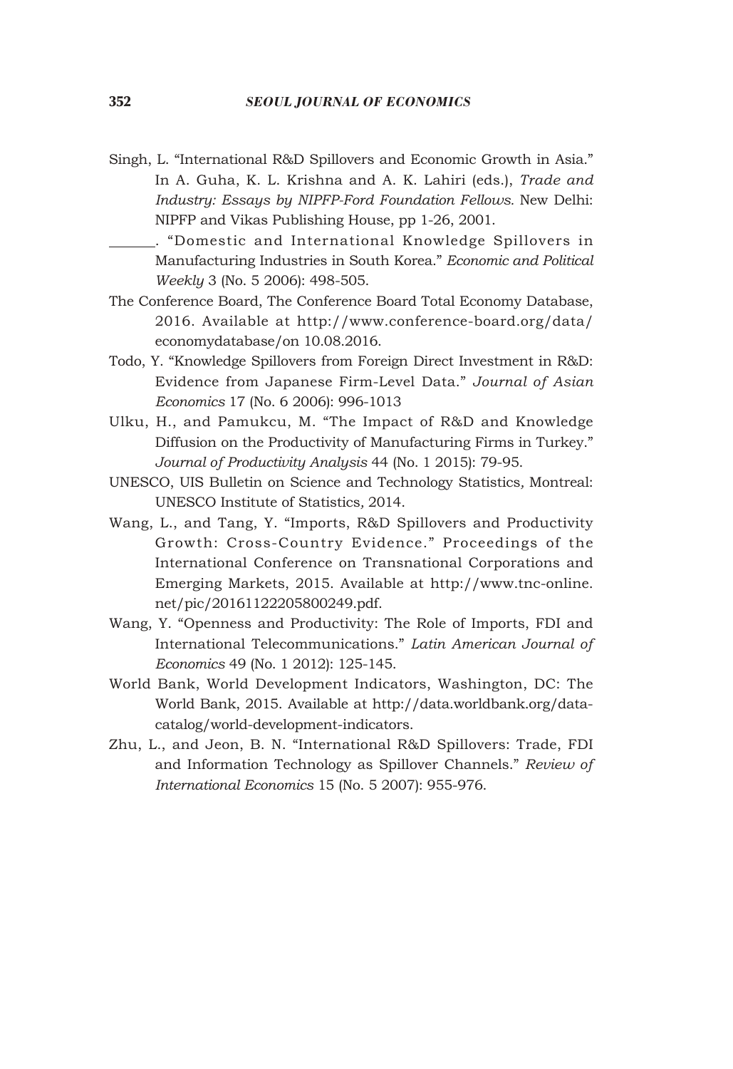Singh, L. "International R&D Spillovers and Economic Growth in Asia." In A. Guha, K. L. Krishna and A. K. Lahiri (eds.), *Trade and Industry: Essays by NIPFP-Ford Foundation Fellows*. New Delhi: NIPFP and Vikas Publishing House, pp 1-26, 2001.

______. "Domestic and International Knowledge Spillovers in Manufacturing Industries in South Korea." *Economic and Political Weekly* 3 (No. 5 2006): 498-505.

The Conference Board, The Conference Board Total Economy Database, 2016. Available at http://www.conference-board.org/data/economydatabase/on 10.08.2016.

Todo, Y. "Knowledge Spillovers from Foreign Direct Investment in R&D: Evidence from Japanese Firm-Level Data." *Journal of Asian Economics* 17 (No. 6 2006): 996-1013

Ulku, H., and Pamukcu, M. "The Impact of R&D and Knowledge Diffusion on the Productivity of Manufacturing Firms in Turkey." *Journal of Productivity Analysis* 44 (No. 1 2015): 79-95.

UNESCO, UIS Bulletin on Science and Technology Statistics, Montreal: UNESCO Institute of Statistics, 2014.

Wang, L., and Tang, Y. "Imports, R&D Spillovers and Productivity Growth: Cross-Country Evidence." Proceedings of the International Conference on Transnational Corporations and Emerging Markets, 2015. Available at http://www.tnc-online.net/pic/20161122205800249.pdf.

Wang, Y. "Openness and Productivity: The Role of Imports, FDI and International Telecommunications." *Latin American Journal of Economics* 49 (No. 1 2012): 125-145.

World Bank, World Development Indicators, Washington, DC: The World Bank, 2015. Available at http://data.worldbank.org/data-catalog/world-development-indicators.

Zhu, L., and Jeon, B. N. "International R&D Spillovers: Trade, FDI and Information Technology as Spillover Channels." *Review of International Economics* 15 (No. 5 2007): 955-976.